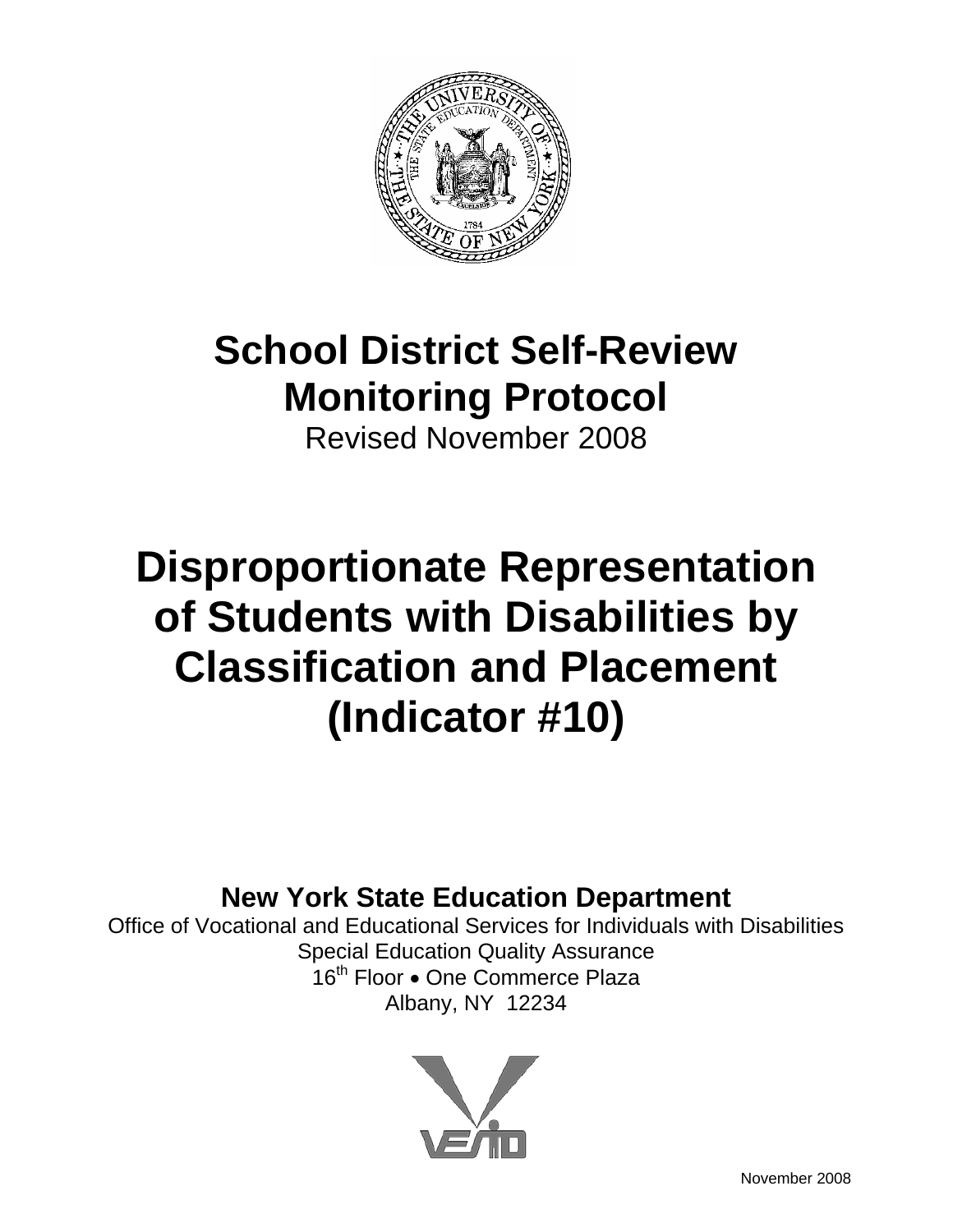# School District Self-Review Monitoring Protocol

Revised November 2008

# Disproportionate Representation of Students with Disabilities by Classification and Placement (Indicator #10)

**New York State Education Department**

Office of Vocational and Educational Services for Individuals with Disabilities

Special Education Quality Assurance

16th Floor • One Commerce Plaza

Albany, NY 12234

November 2008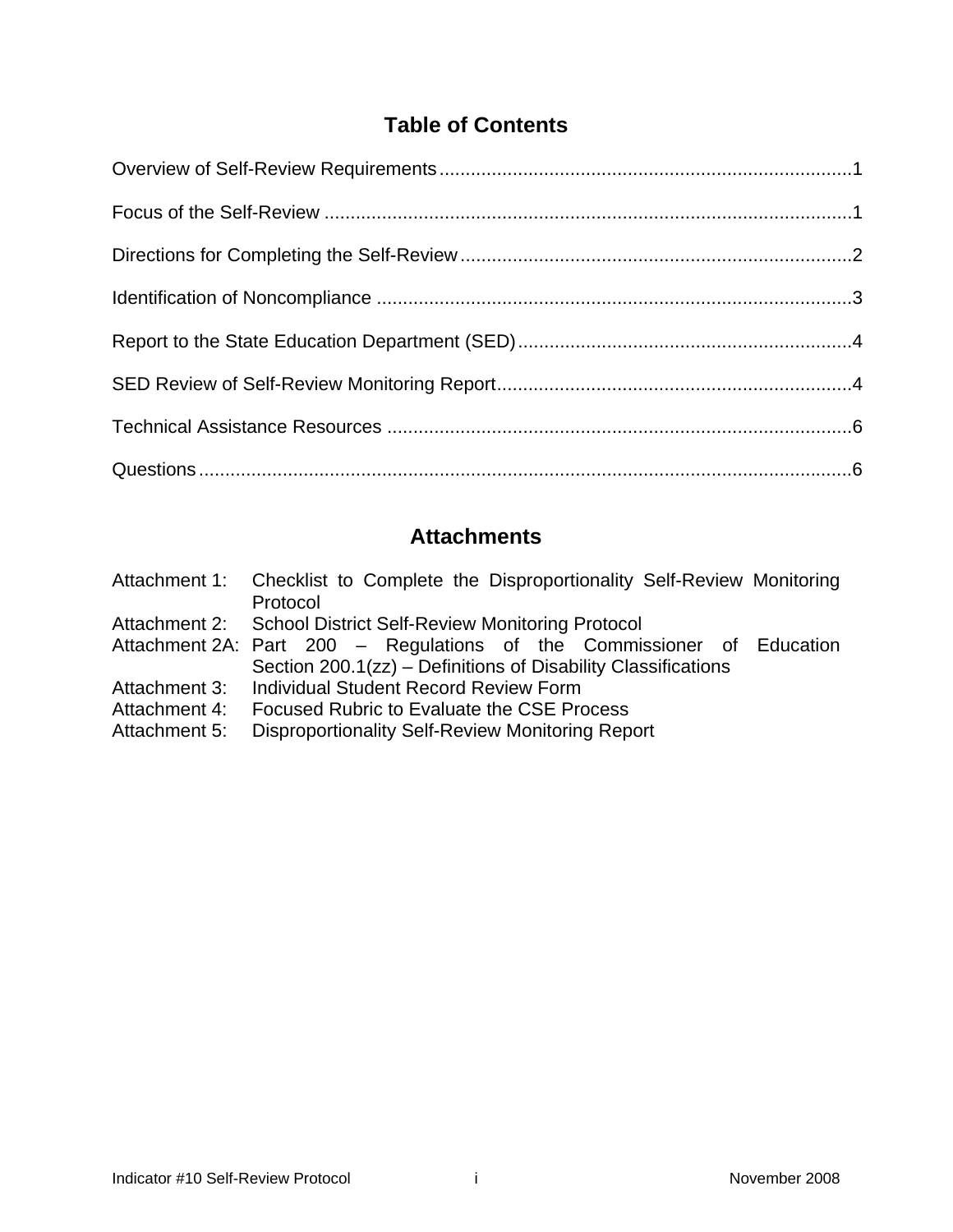# Table of Contents

Overview of Self-Review Requirements....................................................................1

Focus of the Self-Review ....................................................................................1

Directions for Completing the Self-Review..........................................................2

Identification of Noncompliance ..........................................................................3

Report to the State Education Department (SED)...............................................4

SED Review of Self-Review Monitoring Report...................................................4

Technical Assistance Resources ........................................................................6

Questions............................................................................................................6

# Attachments

Attachment 1: Checklist to Complete the Disproportionality Self-Review Monitoring Protocol
Attachment 2: School District Self-Review Monitoring Protocol
Attachment 2A: Part 200 – Regulations of the Commissioner of Education Section 200.1(zz) – Definitions of Disability Classifications
Attachment 3: Individual Student Record Review Form
Attachment 4: Focused Rubric to Evaluate the CSE Process
Attachment 5: Disproportionality Self-Review Monitoring Report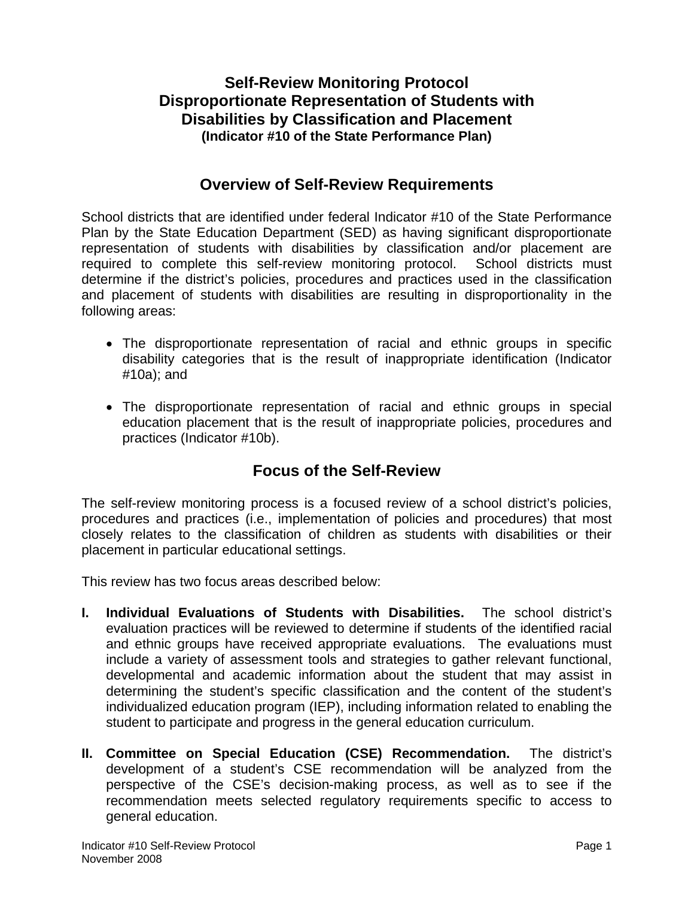# Self-Review Monitoring Protocol
# Disproportionate Representation of Students with Disabilities by Classification and Placement
**(Indicator #10 of the State Performance Plan)**

## Overview of Self-Review Requirements

School districts that are identified under federal Indicator #10 of the State Performance Plan by the State Education Department (SED) as having significant disproportionate representation of students with disabilities by classification and/or placement are required to complete this self-review monitoring protocol. School districts must determine if the district's policies, procedures and practices used in the classification and placement of students with disabilities are resulting in disproportionality in the following areas:

- The disproportionate representation of racial and ethnic groups in specific disability categories that is the result of inappropriate identification (Indicator #10a); and
- The disproportionate representation of racial and ethnic groups in special education placement that is the result of inappropriate policies, procedures and practices (Indicator #10b).

## Focus of the Self-Review

The self-review monitoring process is a focused review of a school district's policies, procedures and practices (i.e., implementation of policies and procedures) that most closely relates to the classification of children as students with disabilities or their placement in particular educational settings.

This review has two focus areas described below:

**I. Individual Evaluations of Students with Disabilities.** The school district's evaluation practices will be reviewed to determine if students of the identified racial and ethnic groups have received appropriate evaluations. The evaluations must include a variety of assessment tools and strategies to gather relevant functional, developmental and academic information about the student that may assist in determining the student's specific classification and the content of the student's individualized education program (IEP), including information related to enabling the student to participate and progress in the general education curriculum.

**II. Committee on Special Education (CSE) Recommendation.** The district's development of a student's CSE recommendation will be analyzed from the perspective of the CSE's decision-making process, as well as to see if the recommendation meets selected regulatory requirements specific to access to general education.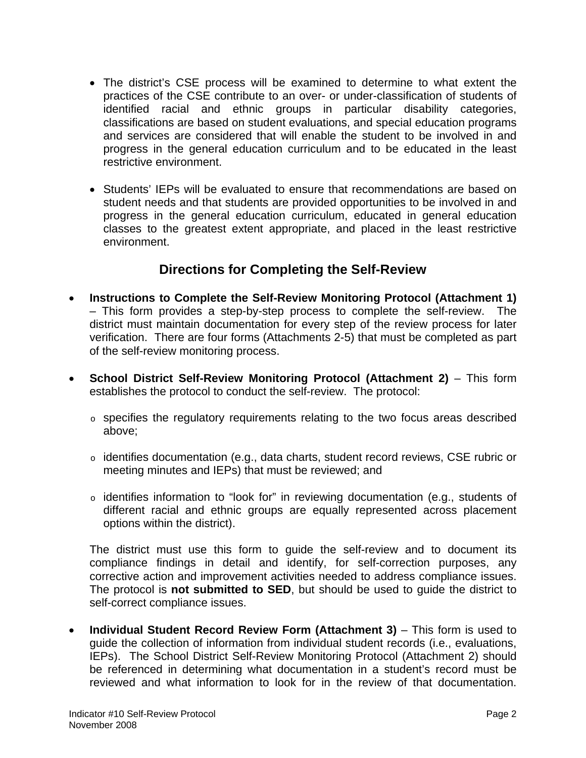- The district's CSE process will be examined to determine to what extent the practices of the CSE contribute to an over- or under-classification of students of identified racial and ethnic groups in particular disability categories, classifications are based on student evaluations, and special education programs and services are considered that will enable the student to be involved in and progress in the general education curriculum and to be educated in the least restrictive environment.

- Students' IEPs will be evaluated to ensure that recommendations are based on student needs and that students are provided opportunities to be involved in and progress in the general education curriculum, educated in general education classes to the greatest extent appropriate, and placed in the least restrictive environment.

## Directions for Completing the Self-Review

- **Instructions to Complete the Self-Review Monitoring Protocol (Attachment 1)** – This form provides a step-by-step process to complete the self-review. The district must maintain documentation for every step of the review process for later verification. There are four forms (Attachments 2-5) that must be completed as part of the self-review monitoring process.

- **School District Self-Review Monitoring Protocol (Attachment 2)** – This form establishes the protocol to conduct the self-review. The protocol:

  - specifies the regulatory requirements relating to the two focus areas described above;

  - identifies documentation (e.g., data charts, student record reviews, CSE rubric or meeting minutes and IEPs) that must be reviewed; and

  - identifies information to "look for" in reviewing documentation (e.g., students of different racial and ethnic groups are equally represented across placement options within the district).

  The district must use this form to guide the self-review and to document its compliance findings in detail and identify, for self-correction purposes, any corrective action and improvement activities needed to address compliance issues. The protocol is **not submitted to SED**, but should be used to guide the district to self-correct compliance issues.

- **Individual Student Record Review Form (Attachment 3)** – This form is used to guide the collection of information from individual student records (i.e., evaluations, IEPs). The School District Self-Review Monitoring Protocol (Attachment 2) should be referenced in determining what documentation in a student's record must be reviewed and what information to look for in the review of that documentation.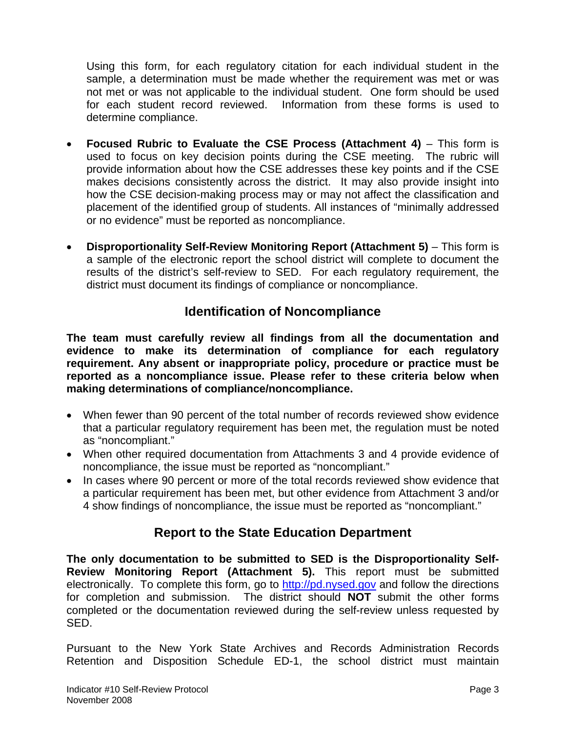Using this form, for each regulatory citation for each individual student in the sample, a determination must be made whether the requirement was met or was not met or was not applicable to the individual student. One form should be used for each student record reviewed. Information from these forms is used to determine compliance.

- **Focused Rubric to Evaluate the CSE Process (Attachment 4)** – This form is used to focus on key decision points during the CSE meeting. The rubric will provide information about how the CSE addresses these key points and if the CSE makes decisions consistently across the district. It may also provide insight into how the CSE decision-making process may or may not affect the classification and placement of the identified group of students. All instances of "minimally addressed or no evidence" must be reported as noncompliance.

- **Disproportionality Self-Review Monitoring Report (Attachment 5)** – This form is a sample of the electronic report the school district will complete to document the results of the district's self-review to SED. For each regulatory requirement, the district must document its findings of compliance or noncompliance.

## Identification of Noncompliance

**The team must carefully review all findings from all the documentation and evidence to make its determination of compliance for each regulatory requirement. Any absent or inappropriate policy, procedure or practice must be reported as a noncompliance issue. Please refer to these criteria below when making determinations of compliance/noncompliance.**

- When fewer than 90 percent of the total number of records reviewed show evidence that a particular regulatory requirement has been met, the regulation must be noted as "noncompliant."
- When other required documentation from Attachments 3 and 4 provide evidence of noncompliance, the issue must be reported as "noncompliant."
- In cases where 90 percent or more of the total records reviewed show evidence that a particular requirement has been met, but other evidence from Attachment 3 and/or 4 show findings of noncompliance, the issue must be reported as "noncompliant."

## Report to the State Education Department

**The only documentation to be submitted to SED is the Disproportionality Self-Review Monitoring Report (Attachment 5).** This report must be submitted electronically. To complete this form, go to http://pd.nysed.gov and follow the directions for completion and submission. The district should **NOT** submit the other forms completed or the documentation reviewed during the self-review unless requested by SED.

Pursuant to the New York State Archives and Records Administration Records Retention and Disposition Schedule ED-1, the school district must maintain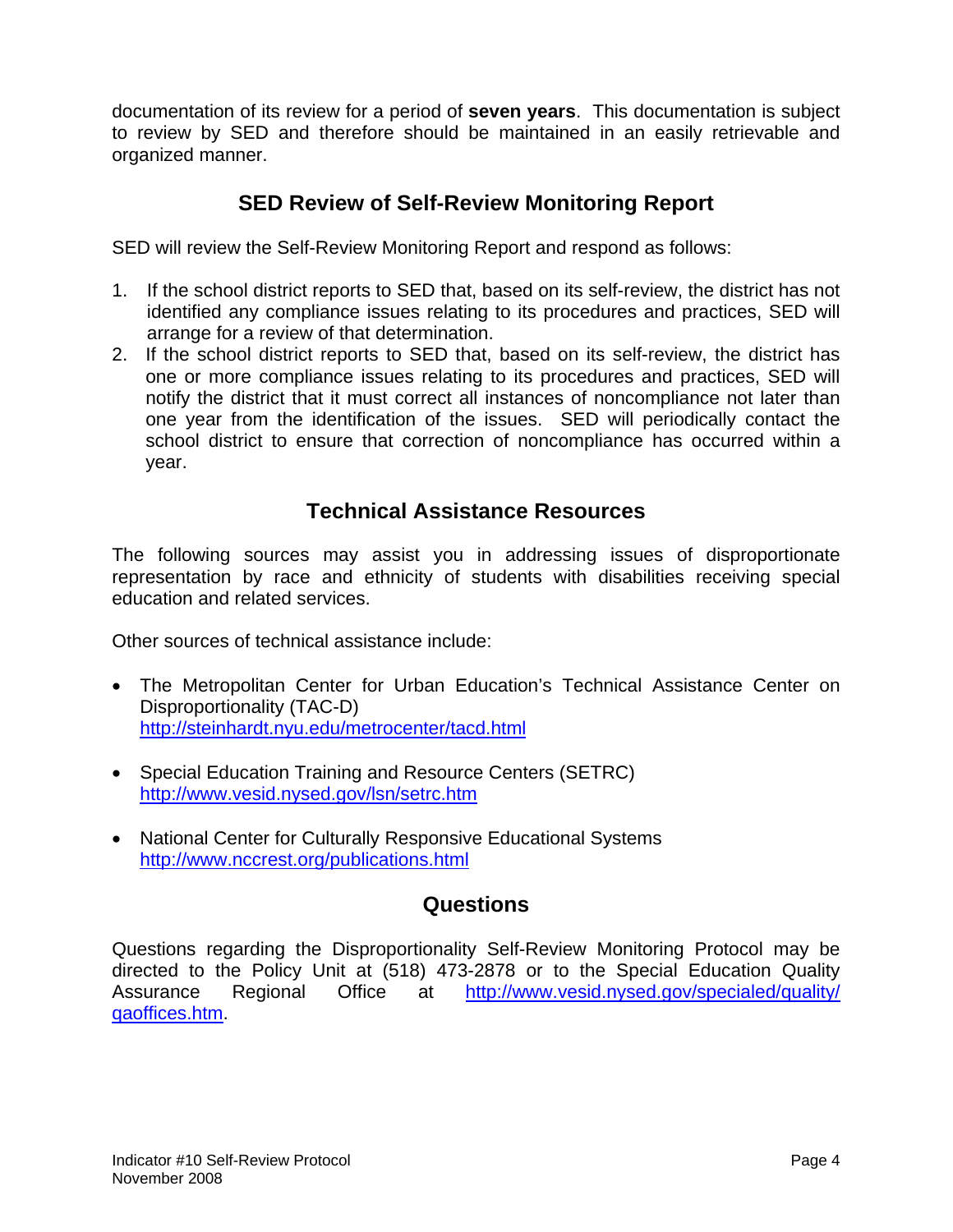documentation of its review for a period of **seven years**. This documentation is subject to review by SED and therefore should be maintained in an easily retrievable and organized manner.

## SED Review of Self-Review Monitoring Report

SED will review the Self-Review Monitoring Report and respond as follows:

1. If the school district reports to SED that, based on its self-review, the district has not identified any compliance issues relating to its procedures and practices, SED will arrange for a review of that determination.
2. If the school district reports to SED that, based on its self-review, the district has one or more compliance issues relating to its procedures and practices, SED will notify the district that it must correct all instances of noncompliance not later than one year from the identification of the issues. SED will periodically contact the school district to ensure that correction of noncompliance has occurred within a year.

## Technical Assistance Resources

The following sources may assist you in addressing issues of disproportionate representation by race and ethnicity of students with disabilities receiving special education and related services.

Other sources of technical assistance include:

- The Metropolitan Center for Urban Education's Technical Assistance Center on Disproportionality (TAC-D)
  http://steinhardt.nyu.edu/metrocenter/tacd.html

- Special Education Training and Resource Centers (SETRC)
  http://www.vesid.nysed.gov/lsn/setrc.htm

- National Center for Culturally Responsive Educational Systems
  http://www.nccrest.org/publications.html

## Questions

Questions regarding the Disproportionality Self-Review Monitoring Protocol may be directed to the Policy Unit at (518) 473-2878 or to the Special Education Quality Assurance Regional Office at http://www.vesid.nysed.gov/specialed/quality/qaoffices.htm.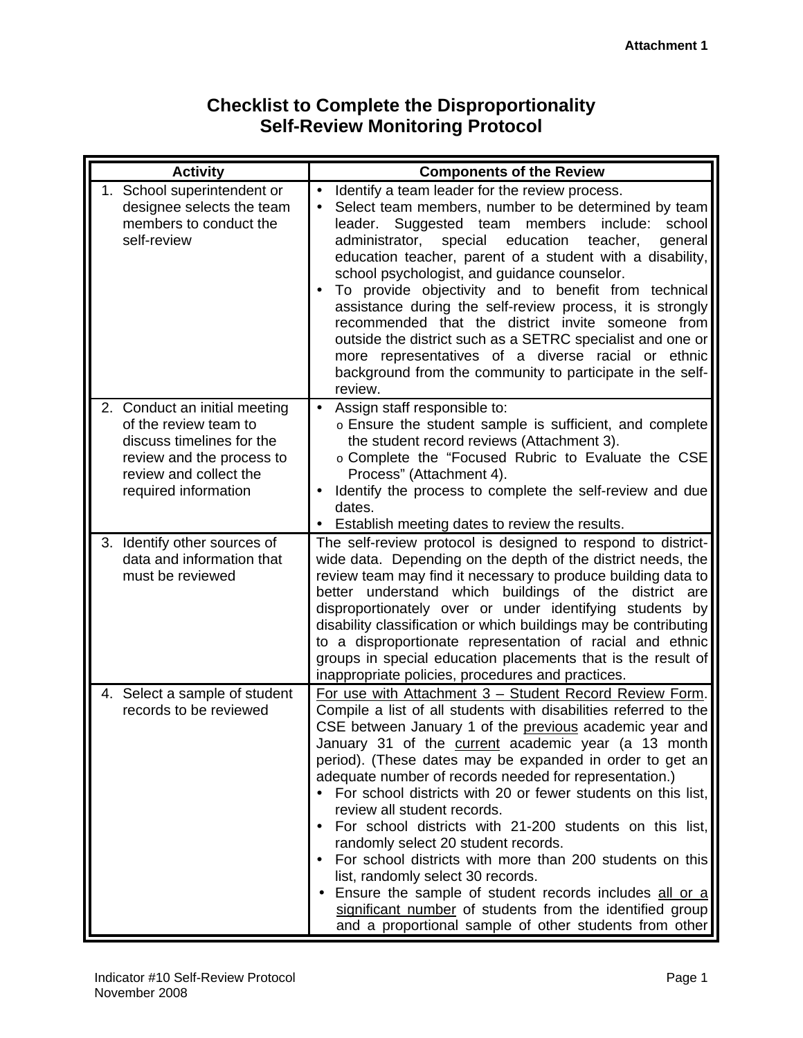Attachment 1

# Checklist to Complete the Disproportionality Self-Review Monitoring Protocol

| Activity | Components of the Review |
|---|---|
| 1. School superintendent or designee selects the team members to conduct the self-review | • Identify a team leader for the review process.<br>• Select team members, number to be determined by team leader. Suggested team members include: school administrator, special education teacher, general education teacher, parent of a student with a disability, school psychologist, and guidance counselor.<br>• To provide objectivity and to benefit from technical assistance during the self-review process, it is strongly recommended that the district invite someone from outside the district such as a SETRC specialist and one or more representatives of a diverse racial or ethnic background from the community to participate in the self-review. |
| 2. Conduct an initial meeting of the review team to discuss timelines for the review and the process to review and collect the required information | • Assign staff responsible to:<br>o Ensure the student sample is sufficient, and complete the student record reviews (Attachment 3).<br>o Complete the "Focused Rubric to Evaluate the CSE Process" (Attachment 4).<br>• Identify the process to complete the self-review and due dates.<br>• Establish meeting dates to review the results. |
| 3. Identify other sources of data and information that must be reviewed | The self-review protocol is designed to respond to district-wide data. Depending on the depth of the district needs, the review team may find it necessary to produce building data to better understand which buildings of the district are disproportionately over or under identifying students by disability classification or which buildings may be contributing to a disproportionate representation of racial and ethnic groups in special education placements that is the result of inappropriate policies, procedures and practices. |
| 4. Select a sample of student records to be reviewed | <u>For use with Attachment 3 – Student Record Review Form</u>. Compile a list of all students with disabilities referred to the CSE between January 1 of the <u>previous</u> academic year and January 31 of the <u>current</u> academic year (a 13 month period). (These dates may be expanded in order to get an adequate number of records needed for representation.)<br>• For school districts with 20 or fewer students on this list, review all student records.<br>• For school districts with 21-200 students on this list, randomly select 20 student records.<br>• For school districts with more than 200 students on this list, randomly select 30 records.<br>• Ensure the sample of student records includes <u>all or a significant number</u> of students from the identified group and a proportional sample of other students from other |

Indicator #10 Self-Review Protocol
November 2008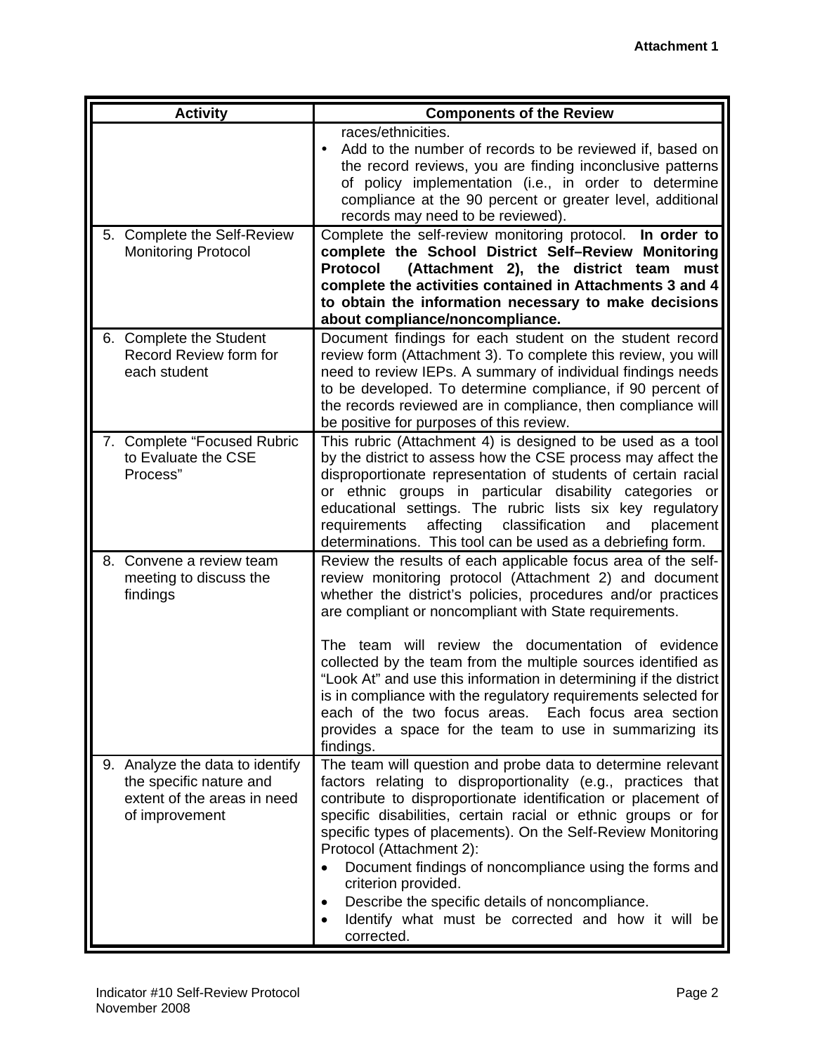**Attachment 1**

| Activity | Components of the Review |
| --- | --- |
| | races/ethnicities.<br>• Add to the number of records to be reviewed if, based on the record reviews, you are finding inconclusive patterns of policy implementation (i.e., in order to determine compliance at the 90 percent or greater level, additional records may need to be reviewed). |
| 5. Complete the Self-Review Monitoring Protocol | Complete the self-review monitoring protocol. **In order to complete the School District Self–Review Monitoring Protocol (Attachment 2), the district team must complete the activities contained in Attachments 3 and 4 to obtain the information necessary to make decisions about compliance/noncompliance.** |
| 6. Complete the Student Record Review form for each student | Document findings for each student on the student record review form (Attachment 3). To complete this review, you will need to review IEPs. A summary of individual findings needs to be developed. To determine compliance, if 90 percent of the records reviewed are in compliance, then compliance will be positive for purposes of this review. |
| 7. Complete "Focused Rubric to Evaluate the CSE Process" | This rubric (Attachment 4) is designed to be used as a tool by the district to assess how the CSE process may affect the disproportionate representation of students of certain racial or ethnic groups in particular disability categories or educational settings. The rubric lists six key regulatory requirements affecting classification and placement determinations. This tool can be used as a debriefing form. |
| 8. Convene a review team meeting to discuss the findings | Review the results of each applicable focus area of the self-review monitoring protocol (Attachment 2) and document whether the district's policies, procedures and/or practices are compliant or noncompliant with State requirements.<br><br>The team will review the documentation of evidence collected by the team from the multiple sources identified as "Look At" and use this information in determining if the district is in compliance with the regulatory requirements selected for each of the two focus areas. Each focus area section provides a space for the team to use in summarizing its findings. |
| 9. Analyze the data to identify the specific nature and extent of the areas in need of improvement | The team will question and probe data to determine relevant factors relating to disproportionality (e.g., practices that contribute to disproportionate identification or placement of specific disabilities, certain racial or ethnic groups or for specific types of placements). On the Self-Review Monitoring Protocol (Attachment 2):<br>• Document findings of noncompliance using the forms and criterion provided.<br>• Describe the specific details of noncompliance.<br>• Identify what must be corrected and how it will be corrected. |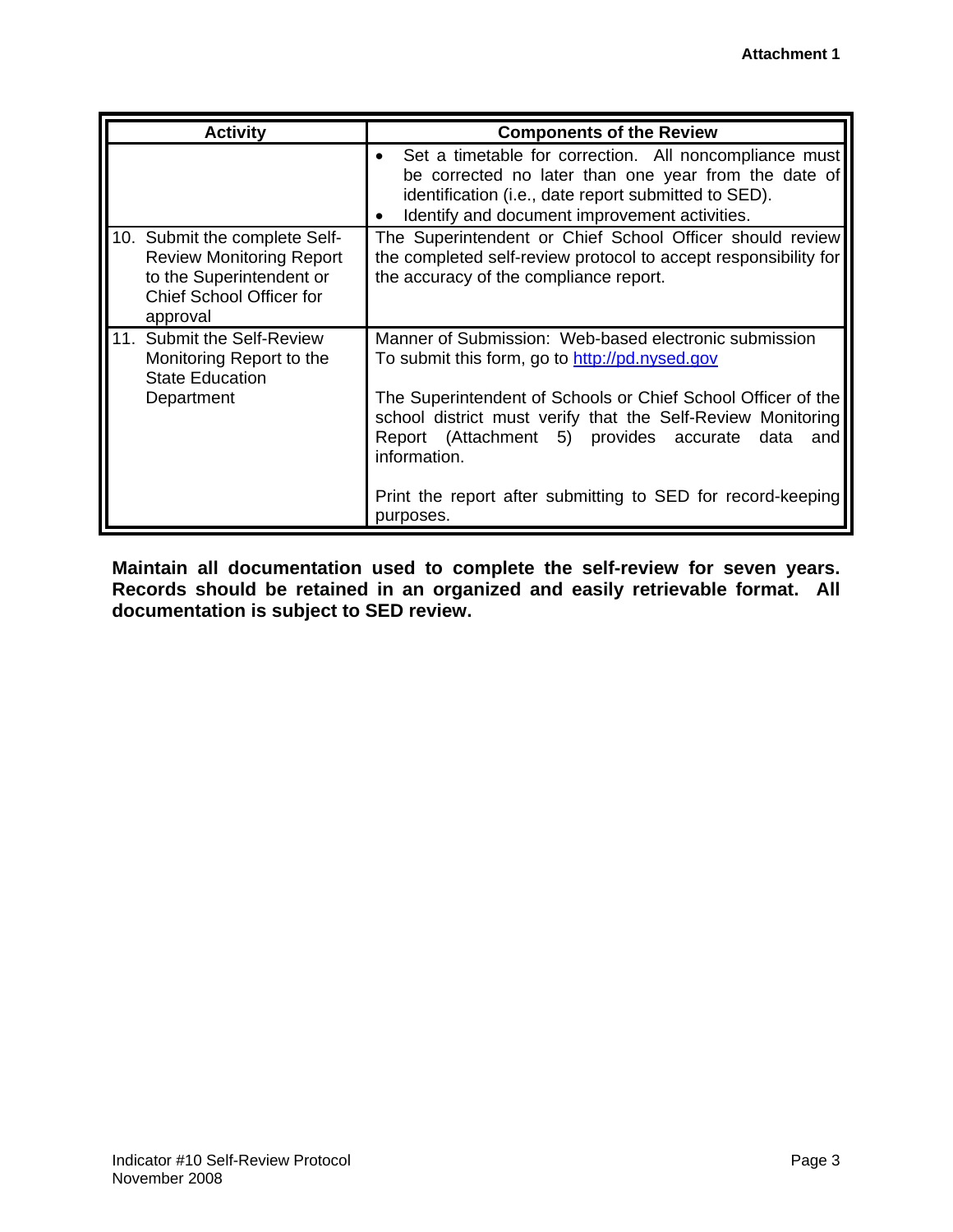Attachment 1

| Activity | Components of the Review |
|---|---|
| | • Set a timetable for correction. All noncompliance must be corrected no later than one year from the date of identification (i.e., date report submitted to SED).<br>• Identify and document improvement activities. |
| 10. Submit the complete Self-Review Monitoring Report to the Superintendent or Chief School Officer for approval | The Superintendent or Chief School Officer should review the completed self-review protocol to accept responsibility for the accuracy of the compliance report. |
| 11. Submit the Self-Review Monitoring Report to the State Education Department | Manner of Submission: Web-based electronic submission<br>To submit this form, go to http://pd.nysed.gov<br><br>The Superintendent of Schools or Chief School Officer of the school district must verify that the Self-Review Monitoring Report (Attachment 5) provides accurate data and information.<br><br>Print the report after submitting to SED for record-keeping purposes. |

**Maintain all documentation used to complete the self-review for seven years. Records should be retained in an organized and easily retrievable format. All documentation is subject to SED review.**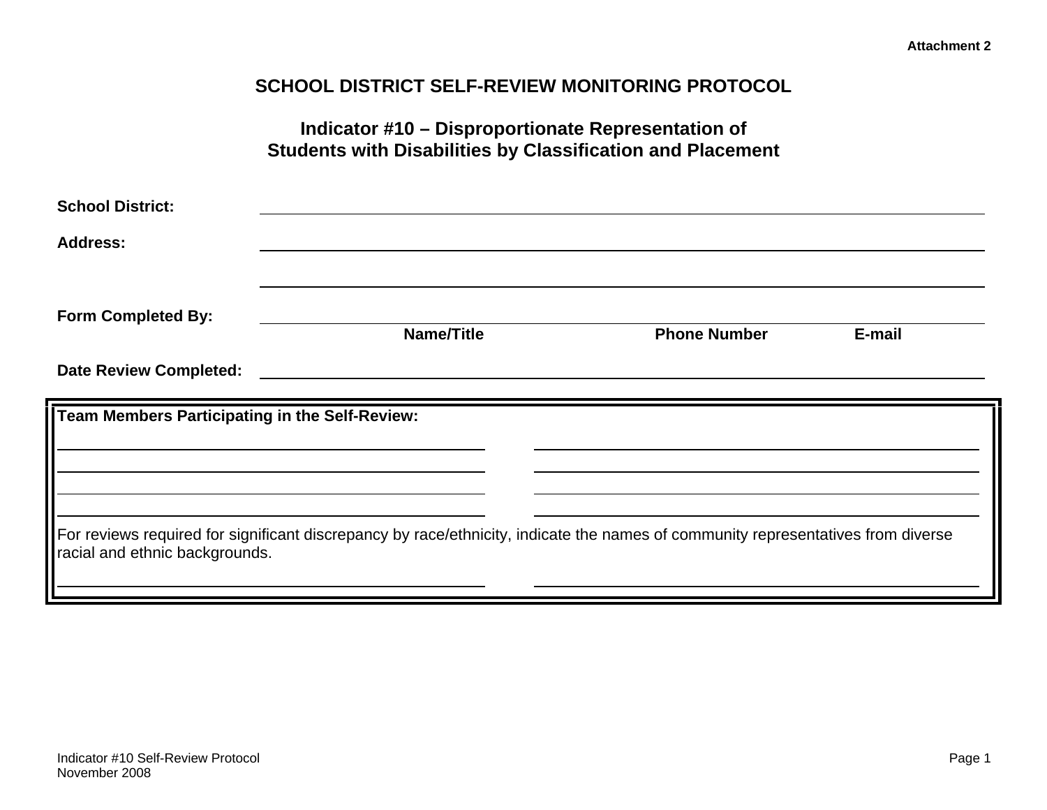Attachment 2

# SCHOOL DISTRICT SELF-REVIEW MONITORING PROTOCOL

## Indicator #10 – Disproportionate Representation of Students with Disabilities by Classification and Placement

**School District:** ______________________________________________

**Address:** ______________________________________________

______________________________________________

**Form Completed By:** ______________________________________________

**Name/Title** **Phone Number** **E-mail**

**Date Review Completed:** ______________________________________________

**Team Members Participating in the Self-Review:**

______________________________ ______________________________

______________________________ ______________________________

______________________________ ______________________________

______________________________ ______________________________

For reviews required for significant discrepancy by race/ethnicity, indicate the names of community representatives from diverse racial and ethnic backgrounds.

______________________________ ______________________________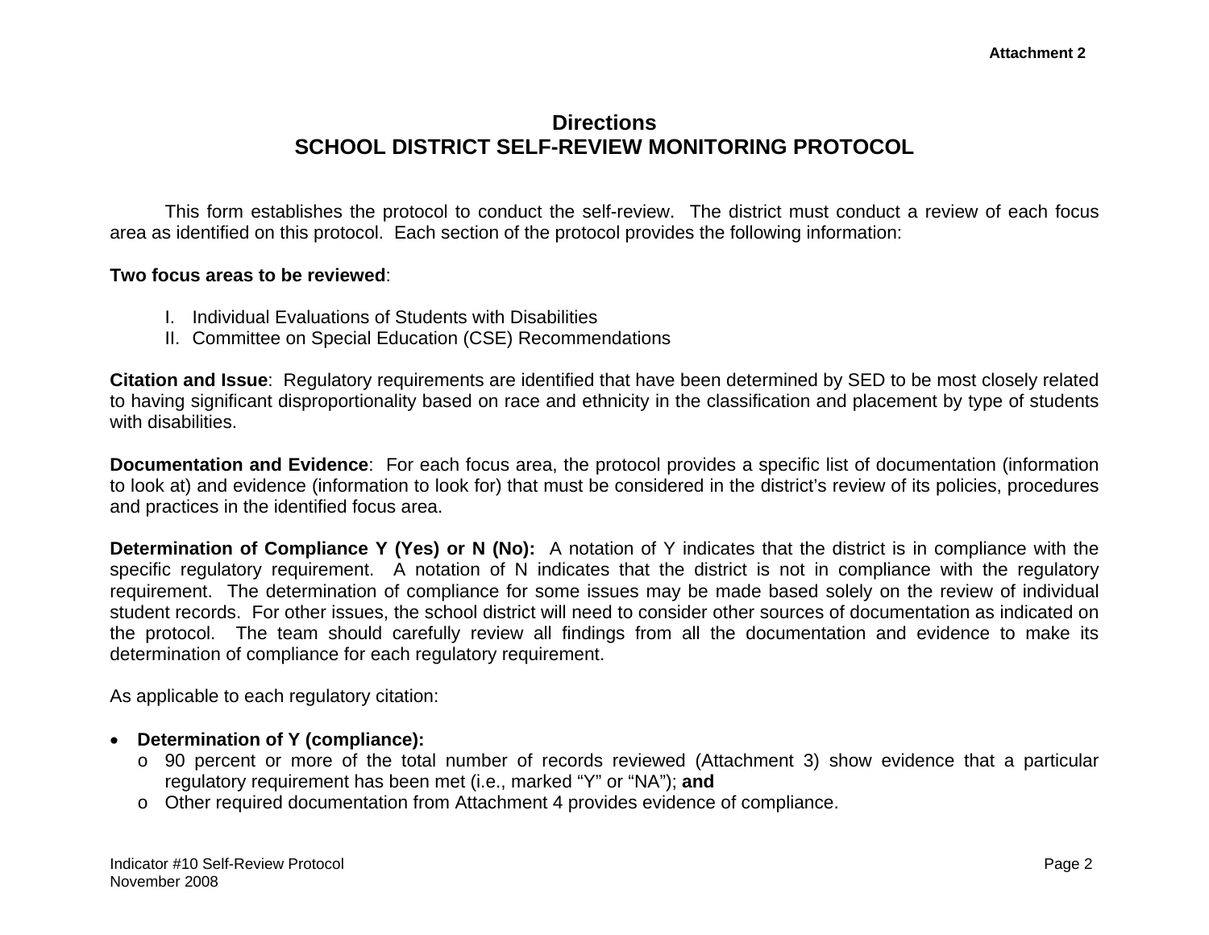Attachment 2

# Directions
# SCHOOL DISTRICT SELF-REVIEW MONITORING PROTOCOL

This form establishes the protocol to conduct the self-review. The district must conduct a review of each focus area as identified on this protocol. Each section of the protocol provides the following information:

**Two focus areas to be reviewed**:

I. Individual Evaluations of Students with Disabilities
II. Committee on Special Education (CSE) Recommendations

**Citation and Issue**: Regulatory requirements are identified that have been determined by SED to be most closely related to having significant disproportionality based on race and ethnicity in the classification and placement by type of students with disabilities.

**Documentation and Evidence**: For each focus area, the protocol provides a specific list of documentation (information to look at) and evidence (information to look for) that must be considered in the district's review of its policies, procedures and practices in the identified focus area.

**Determination of Compliance Y (Yes) or N (No):** A notation of Y indicates that the district is in compliance with the specific regulatory requirement. A notation of N indicates that the district is not in compliance with the regulatory requirement. The determination of compliance for some issues may be made based solely on the review of individual student records. For other issues, the school district will need to consider other sources of documentation as indicated on the protocol. The team should carefully review all findings from all the documentation and evidence to make its determination of compliance for each regulatory requirement.

As applicable to each regulatory citation:

- **Determination of Y (compliance):**
  - 90 percent or more of the total number of records reviewed (Attachment 3) show evidence that a particular regulatory requirement has been met (i.e., marked "Y" or "NA"); **and**
  - Other required documentation from Attachment 4 provides evidence of compliance.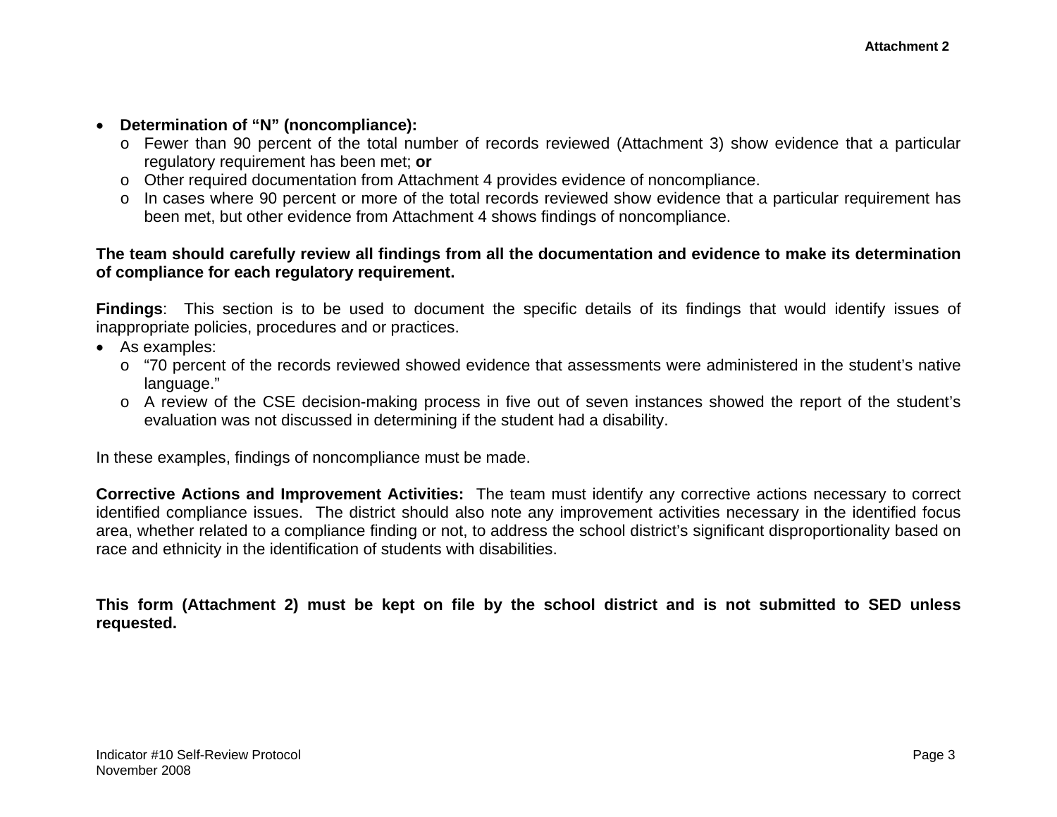- **Determination of "N" (noncompliance):**
  - Fewer than 90 percent of the total number of records reviewed (Attachment 3) show evidence that a particular regulatory requirement has been met; **or**
  - Other required documentation from Attachment 4 provides evidence of noncompliance.
  - In cases where 90 percent or more of the total records reviewed show evidence that a particular requirement has been met, but other evidence from Attachment 4 shows findings of noncompliance.

**The team should carefully review all findings from all the documentation and evidence to make its determination of compliance for each regulatory requirement.**

**Findings**: This section is to be used to document the specific details of its findings that would identify issues of inappropriate policies, procedures and or practices.

- As examples:
  - "70 percent of the records reviewed showed evidence that assessments were administered in the student's native language."
  - A review of the CSE decision-making process in five out of seven instances showed the report of the student's evaluation was not discussed in determining if the student had a disability.

In these examples, findings of noncompliance must be made.

**Corrective Actions and Improvement Activities:** The team must identify any corrective actions necessary to correct identified compliance issues. The district should also note any improvement activities necessary in the identified focus area, whether related to a compliance finding or not, to address the school district's significant disproportionality based on race and ethnicity in the identification of students with disabilities.

**This form (Attachment 2) must be kept on file by the school district and is not submitted to SED unless requested.**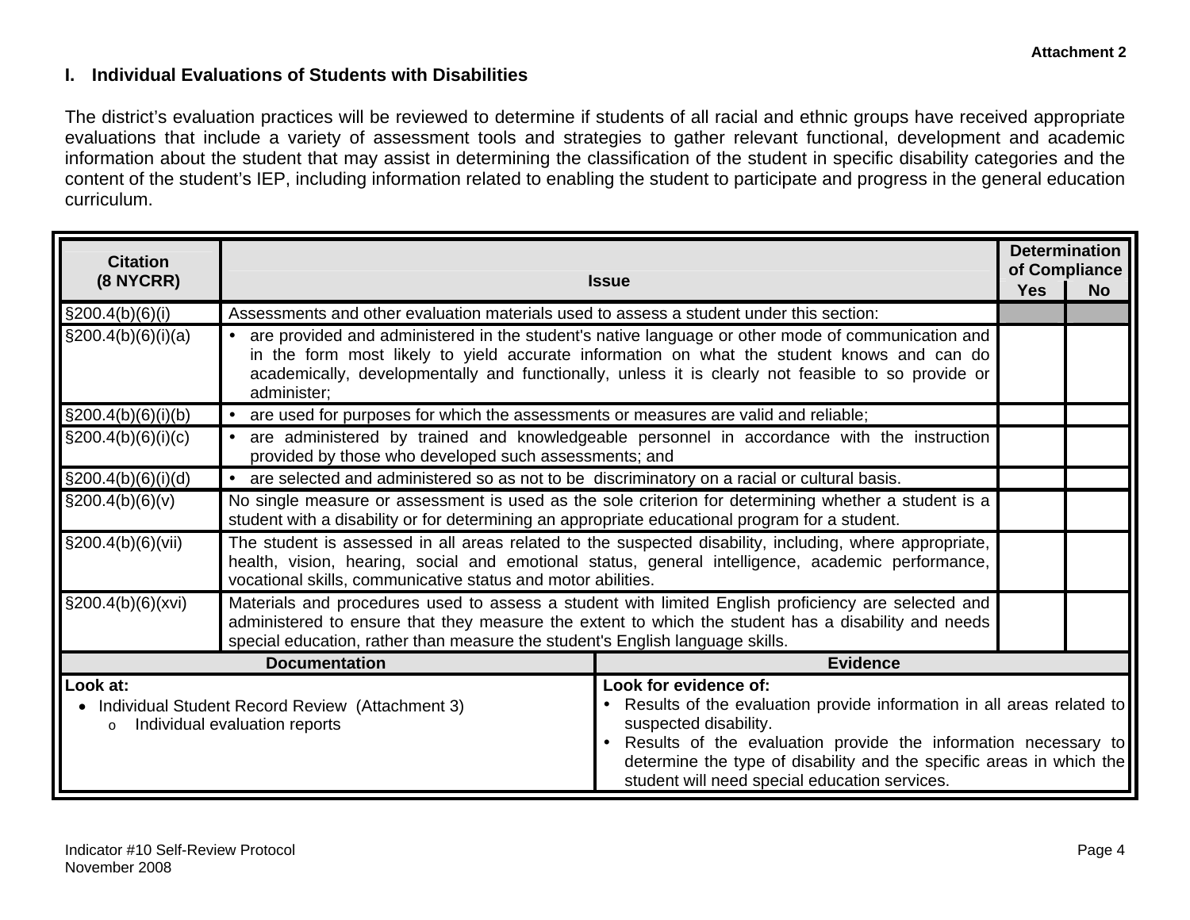Attachment 2

## I. Individual Evaluations of Students with Disabilities

The district's evaluation practices will be reviewed to determine if students of all racial and ethnic groups have received appropriate evaluations that include a variety of assessment tools and strategies to gather relevant functional, development and academic information about the student that may assist in determining the classification of the student in specific disability categories and the content of the student's IEP, including information related to enabling the student to participate and progress in the general education curriculum.

| Citation (8 NYCRR) | Issue | Determination of Compliance | |
|---|---|---|---|
| | | Yes | No |
| §200.4(b)(6)(i) | Assessments and other evaluation materials used to assess a student under this section: | | |
| §200.4(b)(6)(i)(a) | • are provided and administered in the student's native language or other mode of communication and in the form most likely to yield accurate information on what the student knows and can do academically, developmentally and functionally, unless it is clearly not feasible to so provide or administer; | | |
| §200.4(b)(6)(i)(b) | • are used for purposes for which the assessments or measures are valid and reliable; | | |
| §200.4(b)(6)(i)(c) | • are administered by trained and knowledgeable personnel in accordance with the instruction provided by those who developed such assessments; and | | |
| §200.4(b)(6)(i)(d) | • are selected and administered so as not to be discriminatory on a racial or cultural basis. | | |
| §200.4(b)(6)(v) | No single measure or assessment is used as the sole criterion for determining whether a student is a student with a disability or for determining an appropriate educational program for a student. | | |
| §200.4(b)(6)(vii) | The student is assessed in all areas related to the suspected disability, including, where appropriate, health, vision, hearing, social and emotional status, general intelligence, academic performance, vocational skills, communicative status and motor abilities. | | |
| §200.4(b)(6)(xvi) | Materials and procedures used to assess a student with limited English proficiency are selected and administered to ensure that they measure the extent to which the student has a disability and needs special education, rather than measure the student's English language skills. | | |

| Documentation | Evidence |
|---|---|
| **Look at:**<br>• Individual Student Record Review (Attachment 3)<br>&nbsp;&nbsp;o Individual evaluation reports | **Look for evidence of:**<br>• Results of the evaluation provide information in all areas related to suspected disability.<br>• Results of the evaluation provide the information necessary to determine the type of disability and the specific areas in which the student will need special education services. |

Indicator #10 Self-Review Protocol
November 2008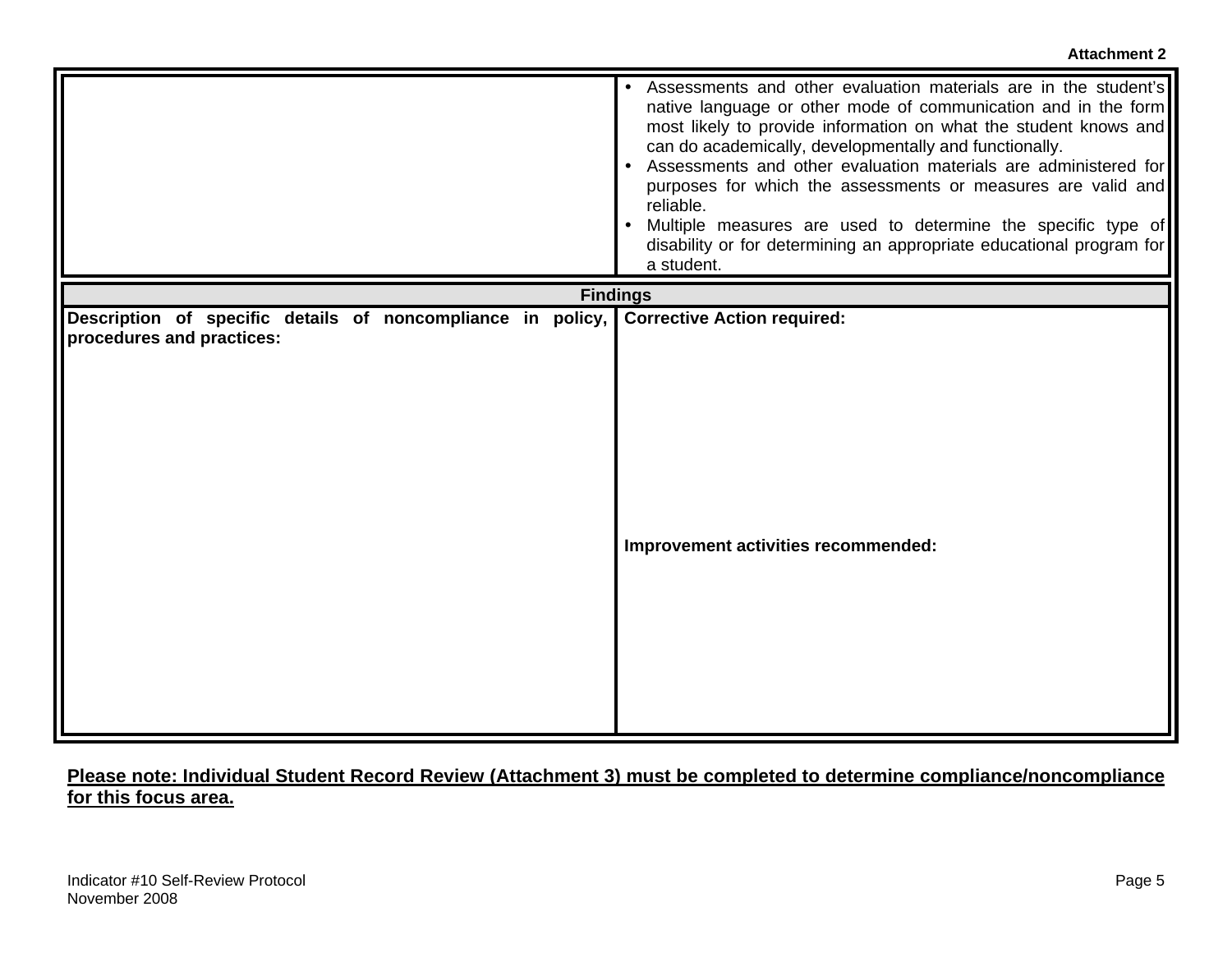**Attachment 2**

| | |
|---|---|
| | • Assessments and other evaluation materials are in the student's native language or other mode of communication and in the form most likely to provide information on what the student knows and can do academically, developmentally and functionally.<br>• Assessments and other evaluation materials are administered for purposes for which the assessments or measures are valid and reliable.<br>• Multiple measures are used to determine the specific type of disability or for determining an appropriate educational program for a student. |

| **Findings** | |
|---|---|
| **Description of specific details of noncompliance in policy, procedures and practices:** | **Corrective Action required:**<br><br>**Improvement activities recommended:** |

**<u>Please note: Individual Student Record Review (Attachment 3) must be completed to determine compliance/noncompliance for this focus area.</u>**

Indicator #10 Self-Review Protocol
November 2008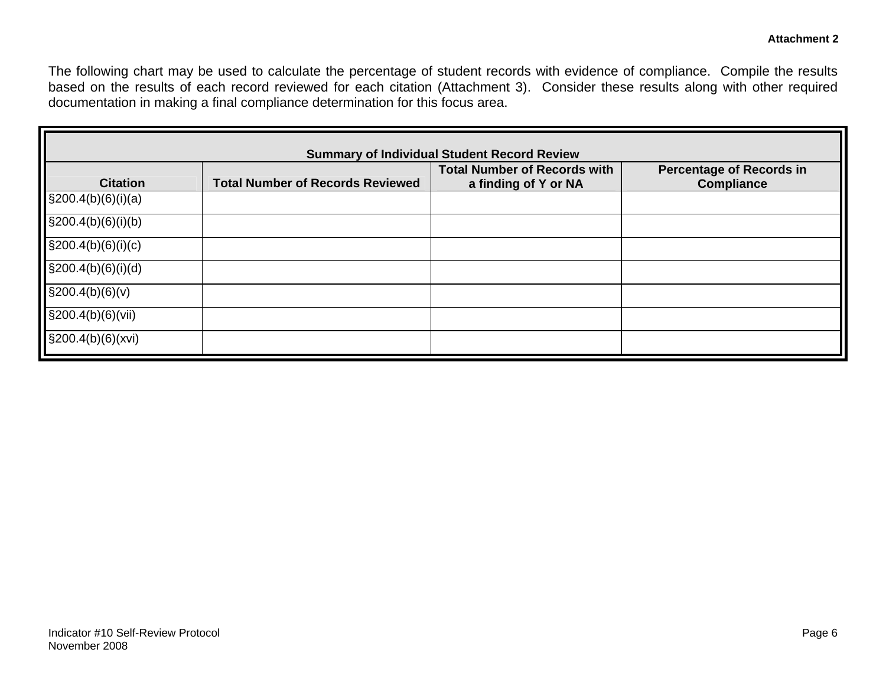**Attachment 2**

The following chart may be used to calculate the percentage of student records with evidence of compliance. Compile the results based on the results of each record reviewed for each citation (Attachment 3). Consider these results along with other required documentation in making a final compliance determination for this focus area.

**Summary of Individual Student Record Review**

| Citation | Total Number of Records Reviewed | Total Number of Records with a finding of Y or NA | Percentage of Records in Compliance |
|---|---|---|---|
| §200.4(b)(6)(i)(a) | | | |
| §200.4(b)(6)(i)(b) | | | |
| §200.4(b)(6)(i)(c) | | | |
| §200.4(b)(6)(i)(d) | | | |
| §200.4(b)(6)(v) | | | |
| §200.4(b)(6)(vii) | | | |
| §200.4(b)(6)(xvi) | | | |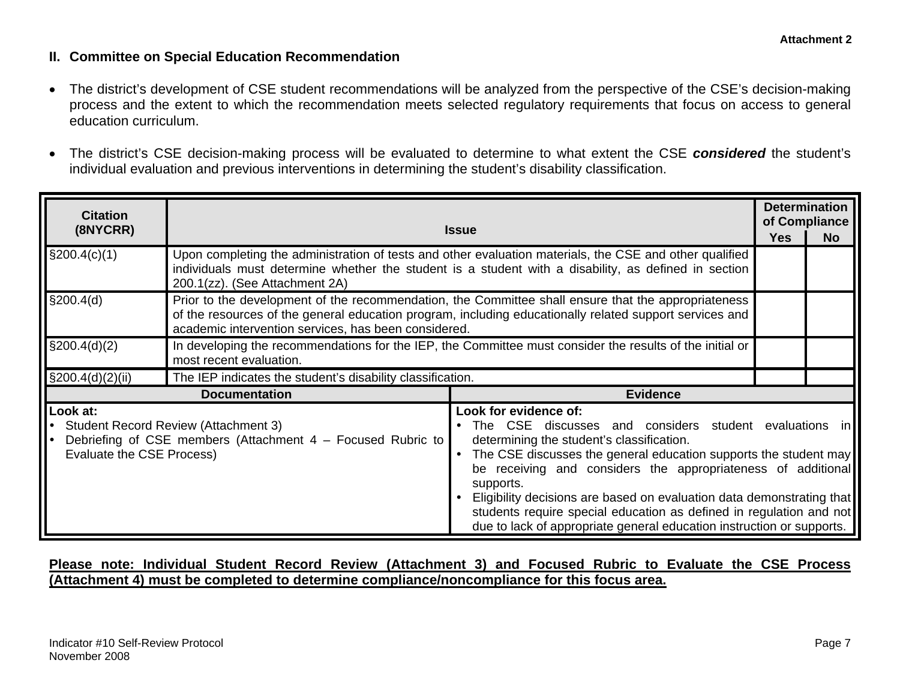Attachment 2

## II. Committee on Special Education Recommendation

- The district's development of CSE student recommendations will be analyzed from the perspective of the CSE's decision-making process and the extent to which the recommendation meets selected regulatory requirements that focus on access to general education curriculum.

- The district's CSE decision-making process will be evaluated to determine to what extent the CSE ***considered*** the student's individual evaluation and previous interventions in determining the student's disability classification.

| Citation (8NYCRR) | Issue | Determination of Compliance | |
|---|---|---|---|
| | | **Yes** | **No** |
| §200.4(c)(1) | Upon completing the administration of tests and other evaluation materials, the CSE and other qualified individuals must determine whether the student is a student with a disability, as defined in section 200.1(zz). (See Attachment 2A) | | |
| §200.4(d) | Prior to the development of the recommendation, the Committee shall ensure that the appropriateness of the resources of the general education program, including educationally related support services and academic intervention services, has been considered. | | |
| §200.4(d)(2) | In developing the recommendations for the IEP, the Committee must consider the results of the initial or most recent evaluation. | | |
| §200.4(d)(2)(ii) | The IEP indicates the student's disability classification. | | |

| Documentation | Evidence |
|---|---|
| **Look at:**<br>• Student Record Review (Attachment 3)<br>• Debriefing of CSE members (Attachment 4 – Focused Rubric to Evaluate the CSE Process) | **Look for evidence of:**<br>• The CSE discusses and considers student evaluations in determining the student's classification.<br>• The CSE discusses the general education supports the student may be receiving and considers the appropriateness of additional supports.<br>• Eligibility decisions are based on evaluation data demonstrating that students require special education as defined in regulation and not due to lack of appropriate general education instruction or supports. |

**Please note: Individual Student Record Review (Attachment 3) and Focused Rubric to Evaluate the CSE Process (Attachment 4) must be completed to determine compliance/noncompliance for this focus area.**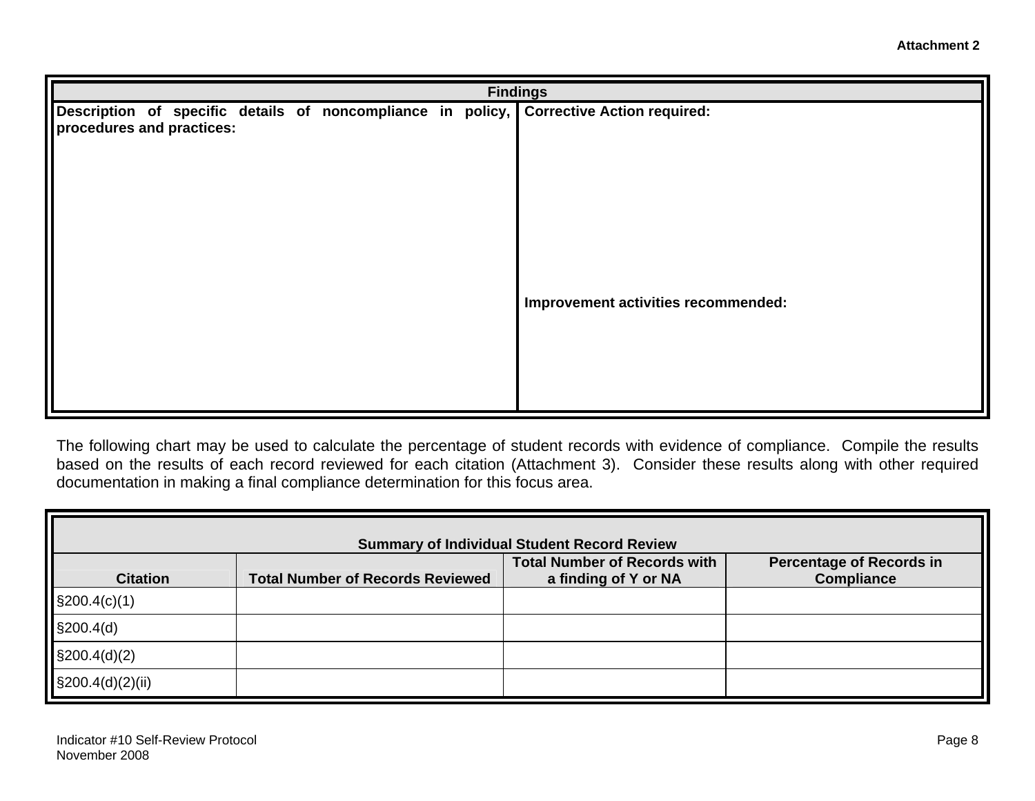Attachment 2

| Findings | |
|---|---|
| **Description of specific details of noncompliance in policy, procedures and practices:** | **Corrective Action required:**<br><br><br><br>**Improvement activities recommended:** |

The following chart may be used to calculate the percentage of student records with evidence of compliance. Compile the results based on the results of each record reviewed for each citation (Attachment 3). Consider these results along with other required documentation in making a final compliance determination for this focus area.

| Summary of Individual Student Record Review | | | |
|---|---|---|---|
| **Citation** | **Total Number of Records Reviewed** | **Total Number of Records with a finding of Y or NA** | **Percentage of Records in Compliance** |
| §200.4(c)(1) | | | |
| §200.4(d) | | | |
| §200.4(d)(2) | | | |
| §200.4(d)(2)(ii) | | | |

Indicator #10 Self-Review Protocol
November 2008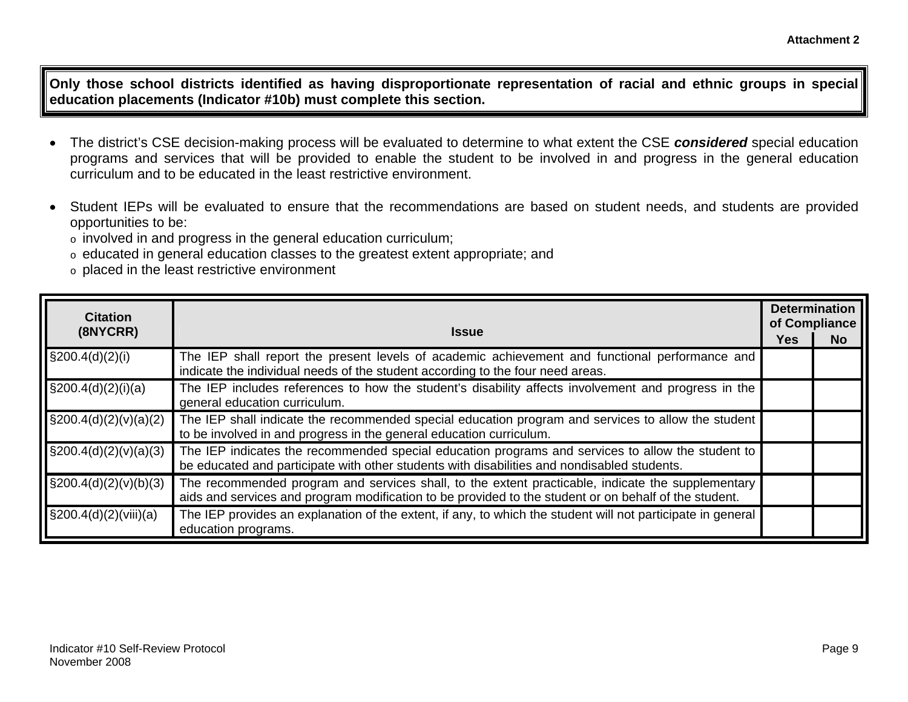Attachment 2

**Only those school districts identified as having disproportionate representation of racial and ethnic groups in special education placements (Indicator #10b) must complete this section.**

- The district's CSE decision-making process will be evaluated to determine to what extent the CSE ***considered*** special education programs and services that will be provided to enable the student to be involved in and progress in the general education curriculum and to be educated in the least restrictive environment.

- Student IEPs will be evaluated to ensure that the recommendations are based on student needs, and students are provided opportunities to be:
  - involved in and progress in the general education curriculum;
  - educated in general education classes to the greatest extent appropriate; and
  - placed in the least restrictive environment

| Citation (8NYCRR) | Issue | Determination of Compliance | |
|---|---|---|---|
| | | Yes | No |
| §200.4(d)(2)(i) | The IEP shall report the present levels of academic achievement and functional performance and indicate the individual needs of the student according to the four need areas. | | |
| §200.4(d)(2)(i)(a) | The IEP includes references to how the student's disability affects involvement and progress in the general education curriculum. | | |
| §200.4(d)(2)(v)(a)(2) | The IEP shall indicate the recommended special education program and services to allow the student to be involved in and progress in the general education curriculum. | | |
| §200.4(d)(2)(v)(a)(3) | The IEP indicates the recommended special education programs and services to allow the student to be educated and participate with other students with disabilities and nondisabled students. | | |
| §200.4(d)(2)(v)(b)(3) | The recommended program and services shall, to the extent practicable, indicate the supplementary aids and services and program modification to be provided to the student or on behalf of the student. | | |
| §200.4(d)(2)(viii)(a) | The IEP provides an explanation of the extent, if any, to which the student will not participate in general education programs. | | |

Indicator #10 Self-Review Protocol
November 2008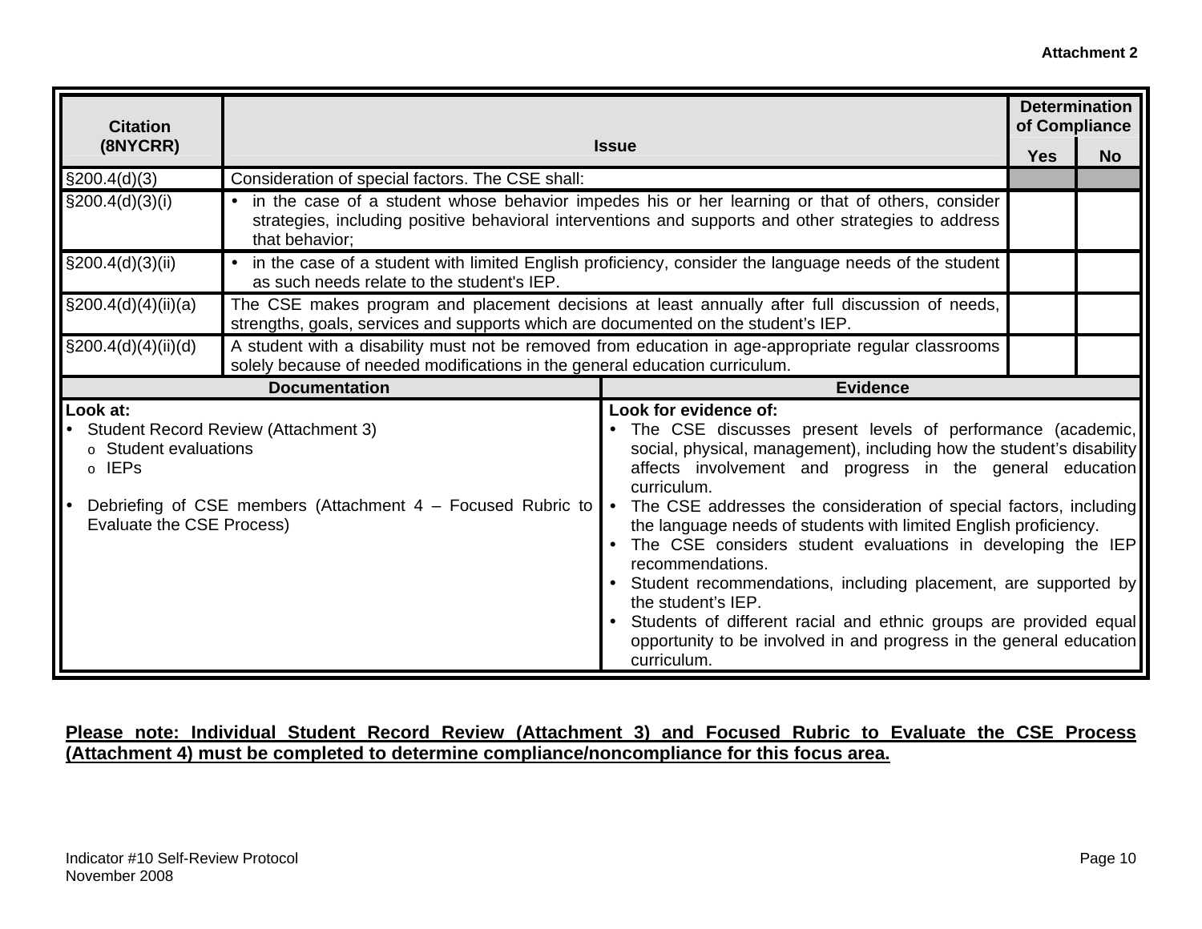**Attachment 2**

| Citation (8NYCRR) | Issue | Determination of Compliance | |
|---|---|---|---|
| | | Yes | No |
| §200.4(d)(3) | Consideration of special factors. The CSE shall: | | |
| §200.4(d)(3)(i) | • in the case of a student whose behavior impedes his or her learning or that of others, consider strategies, including positive behavioral interventions and supports and other strategies to address that behavior; | | |
| §200.4(d)(3)(ii) | • in the case of a student with limited English proficiency, consider the language needs of the student as such needs relate to the student's IEP. | | |
| §200.4(d)(4)(ii)(a) | The CSE makes program and placement decisions at least annually after full discussion of needs, strengths, goals, services and supports which are documented on the student's IEP. | | |
| §200.4(d)(4)(ii)(d) | A student with a disability must not be removed from education in age-appropriate regular classrooms solely because of needed modifications in the general education curriculum. | | |

| Documentation | Evidence |
|---|---|
| **Look at:**<br>• Student Record Review (Attachment 3)<br>&nbsp;&nbsp;o Student evaluations<br>&nbsp;&nbsp;o IEPs<br><br>• Debriefing of CSE members (Attachment 4 – Focused Rubric to Evaluate the CSE Process) | **Look for evidence of:**<br>• The CSE discusses present levels of performance (academic, social, physical, management), including how the student's disability affects involvement and progress in the general education curriculum.<br>• The CSE addresses the consideration of special factors, including the language needs of students with limited English proficiency.<br>• The CSE considers student evaluations in developing the IEP recommendations.<br>• Student recommendations, including placement, are supported by the student's IEP.<br>• Students of different racial and ethnic groups are provided equal opportunity to be involved in and progress in the general education curriculum. |

**Please note: Individual Student Record Review (Attachment 3) and Focused Rubric to Evaluate the CSE Process (Attachment 4) must be completed to determine compliance/noncompliance for this focus area.**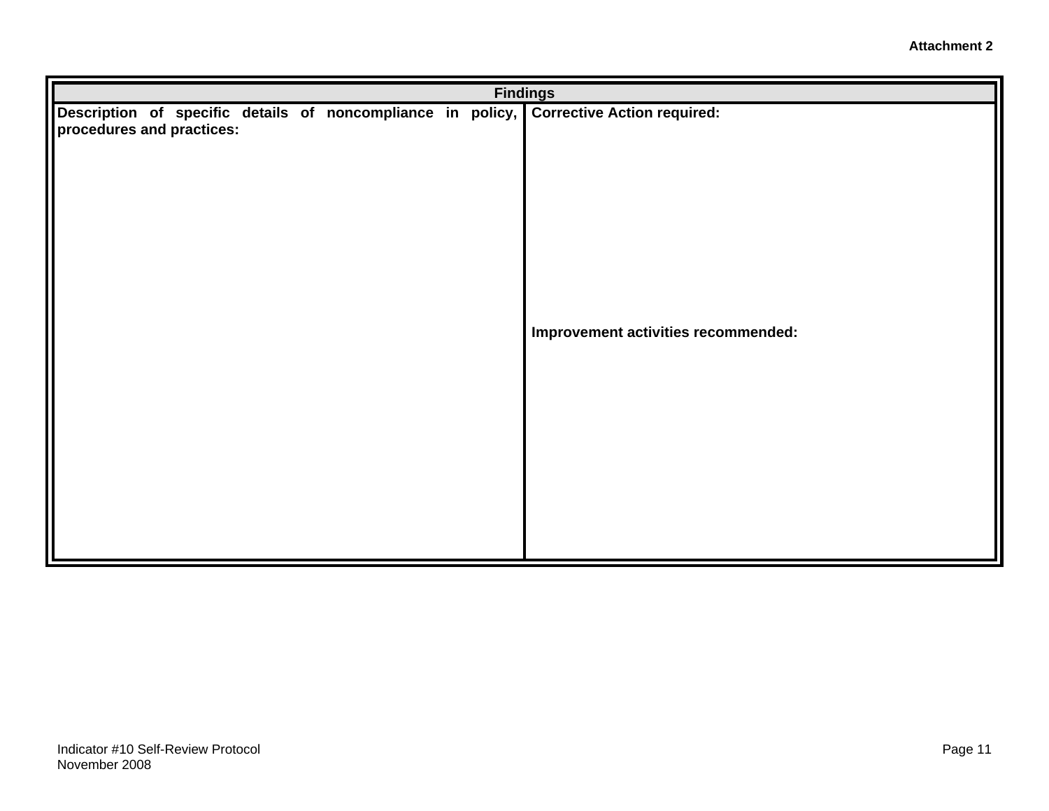**Attachment 2**

| Findings | |
|---|---|
| **Description of specific details of noncompliance in policy, procedures and practices:** | **Corrective Action required:**<br><br><br><br><br>**Improvement activities recommended:** |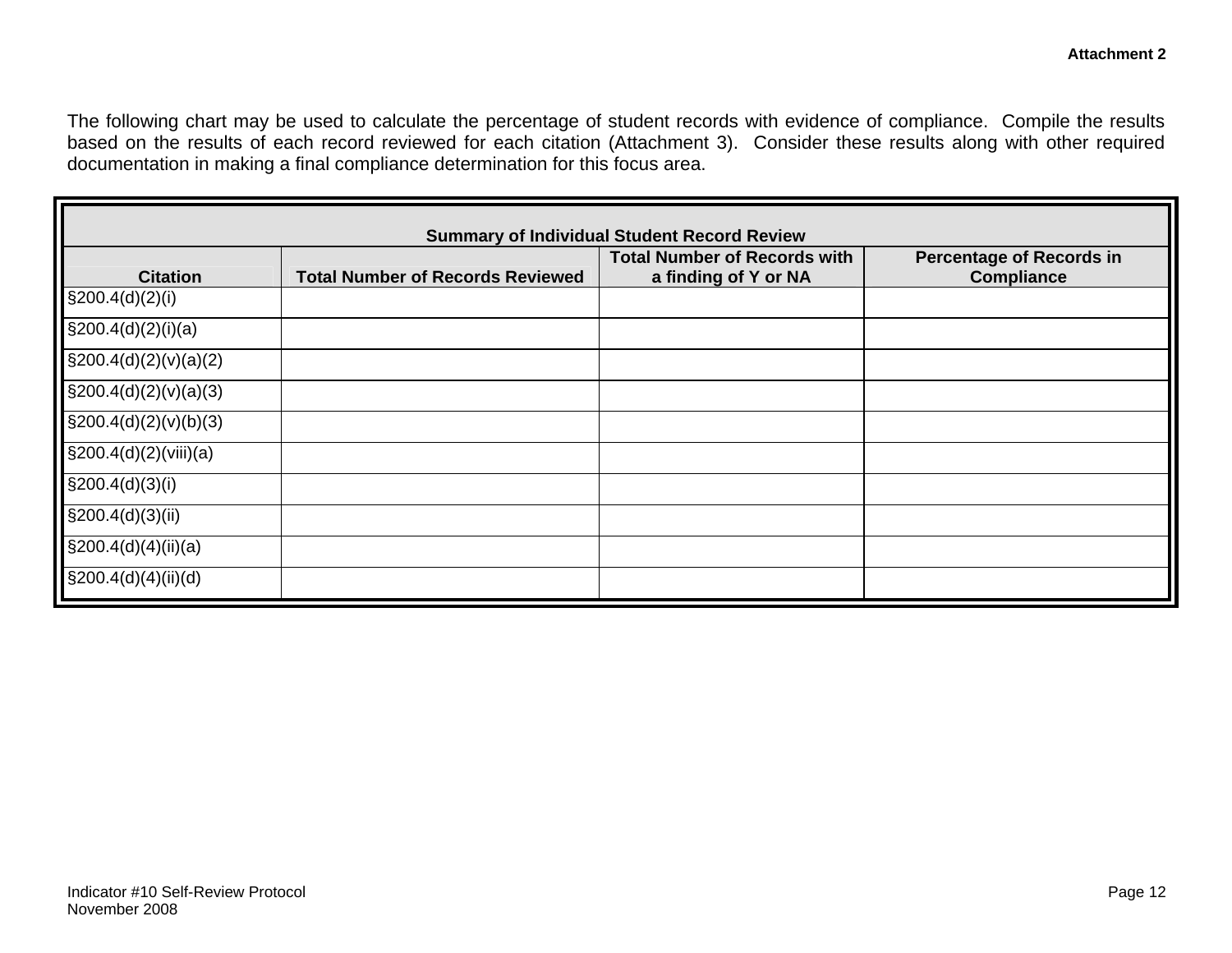**Attachment 2**

The following chart may be used to calculate the percentage of student records with evidence of compliance. Compile the results based on the results of each record reviewed for each citation (Attachment 3). Consider these results along with other required documentation in making a final compliance determination for this focus area.

| **Summary of Individual Student Record Review** | | | |
|---|---|---|---|
| **Citation** | **Total Number of Records Reviewed** | **Total Number of Records with a finding of Y or NA** | **Percentage of Records in Compliance** |
| §200.4(d)(2)(i) | | | |
| §200.4(d)(2)(i)(a) | | | |
| §200.4(d)(2)(v)(a)(2) | | | |
| §200.4(d)(2)(v)(a)(3) | | | |
| §200.4(d)(2)(v)(b)(3) | | | |
| §200.4(d)(2)(viii)(a) | | | |
| §200.4(d)(3)(i) | | | |
| §200.4(d)(3)(ii) | | | |
| §200.4(d)(4)(ii)(a) | | | |
| §200.4(d)(4)(ii)(d) | | | |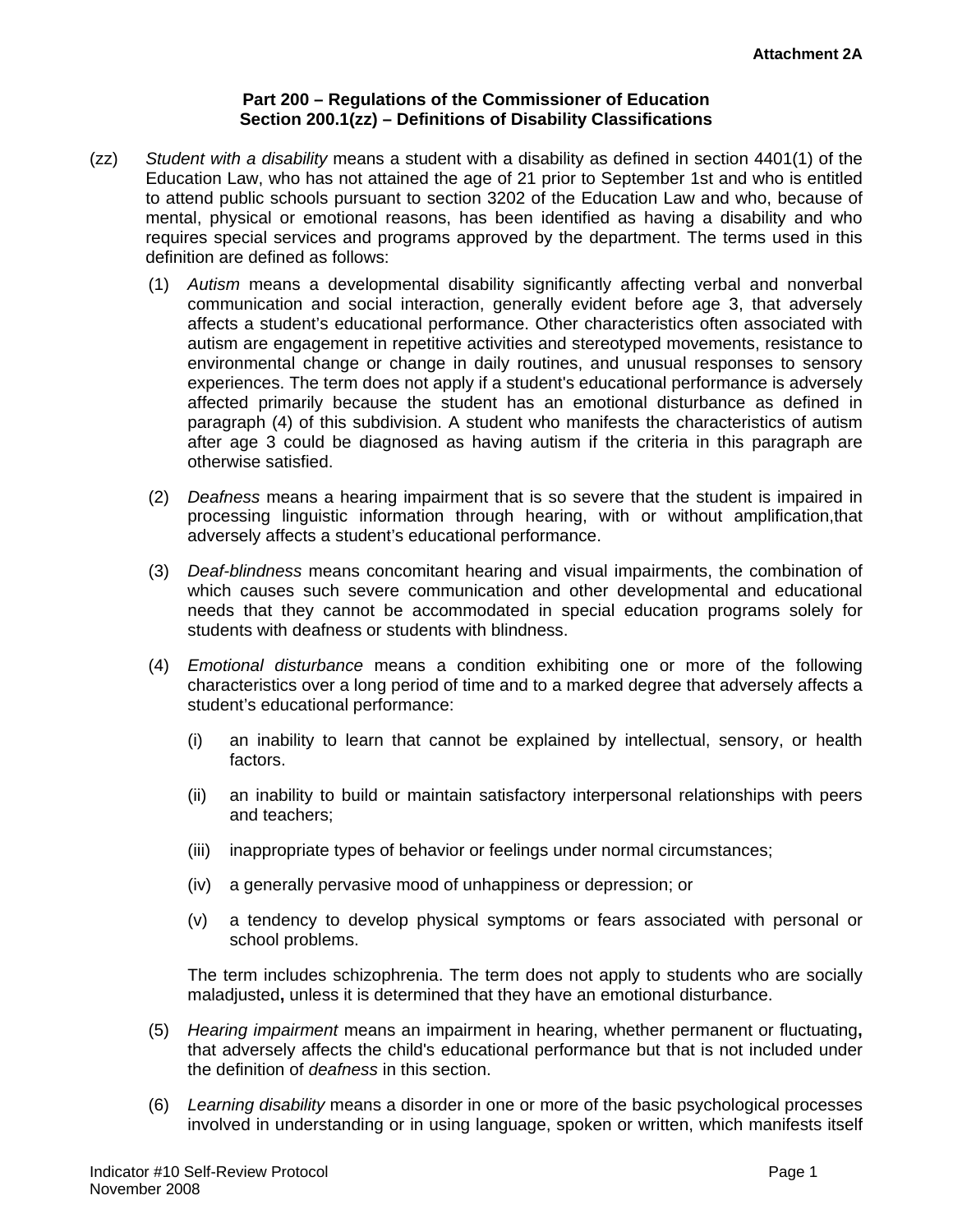**Attachment 2A**

**Part 200 – Regulations of the Commissioner of Education**
**Section 200.1(zz) – Definitions of Disability Classifications**

(zz) *Student with a disability* means a student with a disability as defined in section 4401(1) of the Education Law, who has not attained the age of 21 prior to September 1st and who is entitled to attend public schools pursuant to section 3202 of the Education Law and who, because of mental, physical or emotional reasons, has been identified as having a disability and who requires special services and programs approved by the department. The terms used in this definition are defined as follows:

(1) *Autism* means a developmental disability significantly affecting verbal and nonverbal communication and social interaction, generally evident before age 3, that adversely affects a student's educational performance. Other characteristics often associated with autism are engagement in repetitive activities and stereotyped movements, resistance to environmental change or change in daily routines, and unusual responses to sensory experiences. The term does not apply if a student's educational performance is adversely affected primarily because the student has an emotional disturbance as defined in paragraph (4) of this subdivision. A student who manifests the characteristics of autism after age 3 could be diagnosed as having autism if the criteria in this paragraph are otherwise satisfied.

(2) *Deafness* means a hearing impairment that is so severe that the student is impaired in processing linguistic information through hearing, with or without amplification,that adversely affects a student's educational performance.

(3) *Deaf-blindness* means concomitant hearing and visual impairments, the combination of which causes such severe communication and other developmental and educational needs that they cannot be accommodated in special education programs solely for students with deafness or students with blindness.

(4) *Emotional disturbance* means a condition exhibiting one or more of the following characteristics over a long period of time and to a marked degree that adversely affects a student's educational performance:

(i) an inability to learn that cannot be explained by intellectual, sensory, or health factors.

(ii) an inability to build or maintain satisfactory interpersonal relationships with peers and teachers;

(iii) inappropriate types of behavior or feelings under normal circumstances;

(iv) a generally pervasive mood of unhappiness or depression; or

(v) a tendency to develop physical symptoms or fears associated with personal or school problems.

The term includes schizophrenia. The term does not apply to students who are socially maladjusted**,** unless it is determined that they have an emotional disturbance.

(5) *Hearing impairment* means an impairment in hearing, whether permanent or fluctuating**,** that adversely affects the child's educational performance but that is not included under the definition of *deafness* in this section.

(6) *Learning disability* means a disorder in one or more of the basic psychological processes involved in understanding or in using language, spoken or written, which manifests itself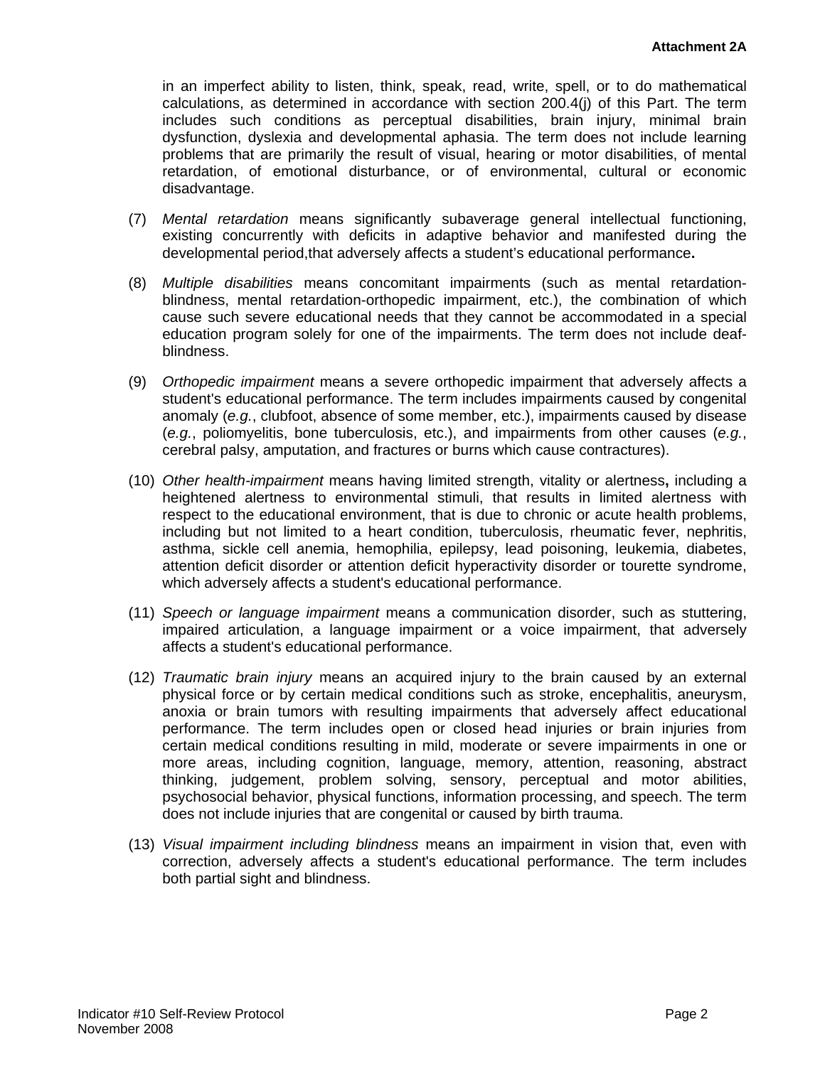in an imperfect ability to listen, think, speak, read, write, spell, or to do mathematical calculations, as determined in accordance with section 200.4(j) of this Part. The term includes such conditions as perceptual disabilities, brain injury, minimal brain dysfunction, dyslexia and developmental aphasia. The term does not include learning problems that are primarily the result of visual, hearing or motor disabilities, of mental retardation, of emotional disturbance, or of environmental, cultural or economic disadvantage.

(7) *Mental retardation* means significantly subaverage general intellectual functioning, existing concurrently with deficits in adaptive behavior and manifested during the developmental period,that adversely affects a student's educational performance**.**

(8) *Multiple disabilities* means concomitant impairments (such as mental retardation-blindness, mental retardation-orthopedic impairment, etc.), the combination of which cause such severe educational needs that they cannot be accommodated in a special education program solely for one of the impairments. The term does not include deaf-blindness.

(9) *Orthopedic impairment* means a severe orthopedic impairment that adversely affects a student's educational performance. The term includes impairments caused by congenital anomaly (*e.g.*, clubfoot, absence of some member, etc.), impairments caused by disease (*e.g.*, poliomyelitis, bone tuberculosis, etc.), and impairments from other causes (*e.g.*, cerebral palsy, amputation, and fractures or burns which cause contractures).

(10) *Other health-impairment* means having limited strength, vitality or alertness**,** including a heightened alertness to environmental stimuli, that results in limited alertness with respect to the educational environment, that is due to chronic or acute health problems, including but not limited to a heart condition, tuberculosis, rheumatic fever, nephritis, asthma, sickle cell anemia, hemophilia, epilepsy, lead poisoning, leukemia, diabetes, attention deficit disorder or attention deficit hyperactivity disorder or tourette syndrome, which adversely affects a student's educational performance.

(11) *Speech or language impairment* means a communication disorder, such as stuttering, impaired articulation, a language impairment or a voice impairment, that adversely affects a student's educational performance.

(12) *Traumatic brain injury* means an acquired injury to the brain caused by an external physical force or by certain medical conditions such as stroke, encephalitis, aneurysm, anoxia or brain tumors with resulting impairments that adversely affect educational performance. The term includes open or closed head injuries or brain injuries from certain medical conditions resulting in mild, moderate or severe impairments in one or more areas, including cognition, language, memory, attention, reasoning, abstract thinking, judgement, problem solving, sensory, perceptual and motor abilities, psychosocial behavior, physical functions, information processing, and speech. The term does not include injuries that are congenital or caused by birth trauma.

(13) *Visual impairment including blindness* means an impairment in vision that, even with correction, adversely affects a student's educational performance. The term includes both partial sight and blindness.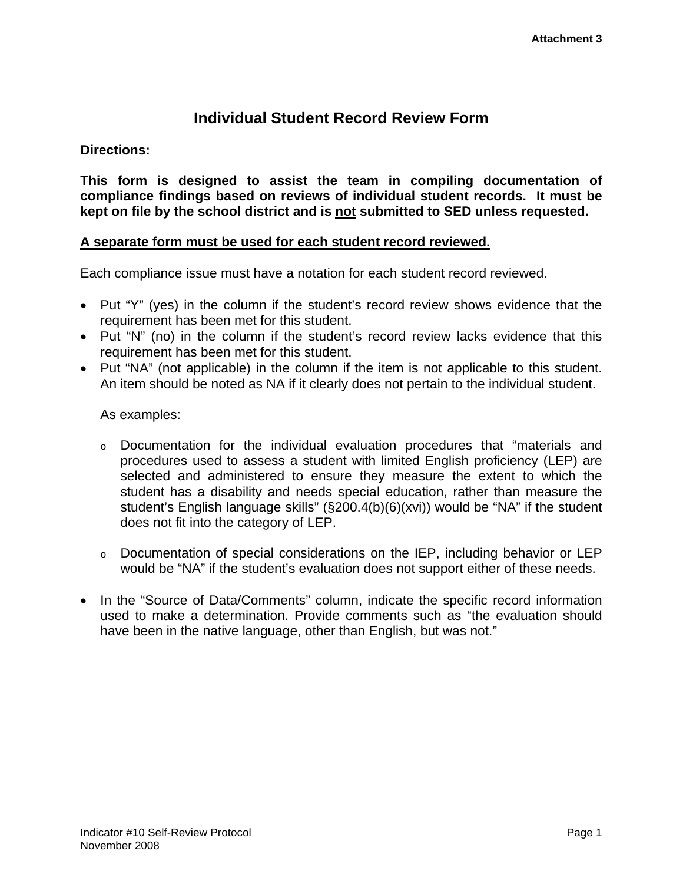**Attachment 3**

# Individual Student Record Review Form

**Directions:**

**This form is designed to assist the team in compiling documentation of compliance findings based on reviews of individual student records. It must be kept on file by the school district and is <u>not</u> submitted to SED unless requested.**

**<u>A separate form must be used for each student record reviewed.</u>**

Each compliance issue must have a notation for each student record reviewed.

- Put "Y" (yes) in the column if the student's record review shows evidence that the requirement has been met for this student.
- Put "N" (no) in the column if the student's record review lacks evidence that this requirement has been met for this student.
- Put "NA" (not applicable) in the column if the item is not applicable to this student. An item should be noted as NA if it clearly does not pertain to the individual student.

  As examples:

  - Documentation for the individual evaluation procedures that "materials and procedures used to assess a student with limited English proficiency (LEP) are selected and administered to ensure they measure the extent to which the student has a disability and needs special education, rather than measure the student's English language skills" (§200.4(b)(6)(xvi)) would be "NA" if the student does not fit into the category of LEP.

  - Documentation of special considerations on the IEP, including behavior or LEP would be "NA" if the student's evaluation does not support either of these needs.

- In the "Source of Data/Comments" column, indicate the specific record information used to make a determination. Provide comments such as "the evaluation should have been in the native language, other than English, but was not."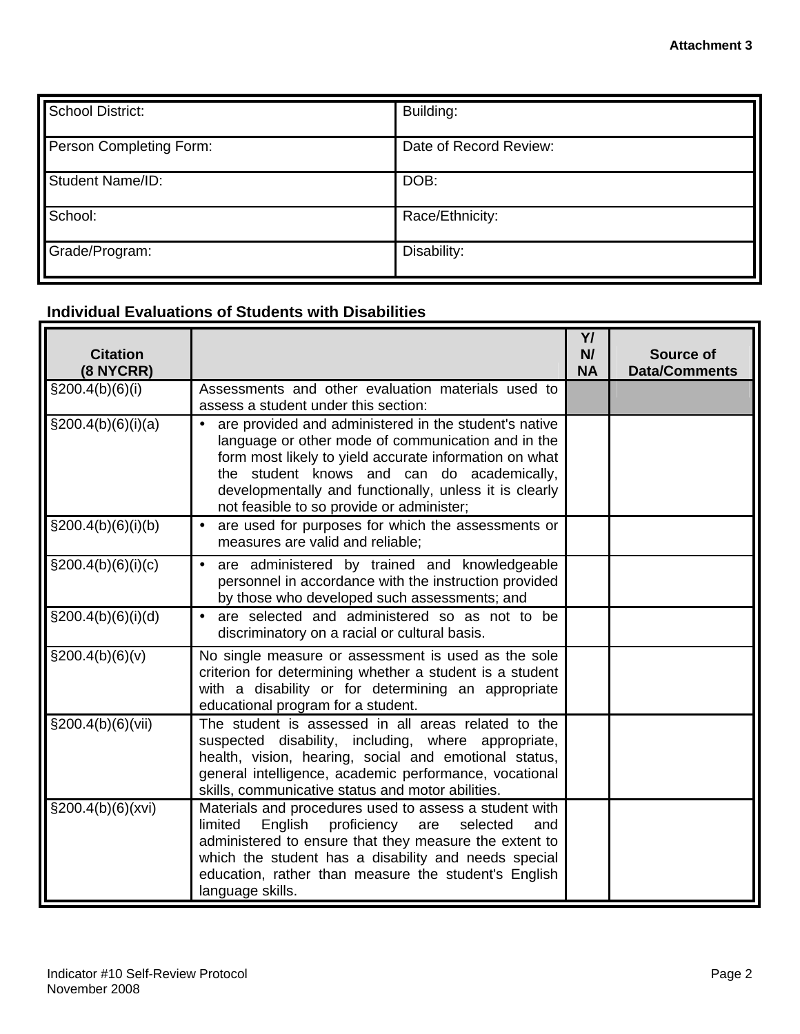Attachment 3

| School District: | Building: |
|---|---|
| Person Completing Form: | Date of Record Review: |
| Student Name/ID: | DOB: |
| School: | Race/Ethnicity: |
| Grade/Program: | Disability: |

**Individual Evaluations of Students with Disabilities**

| Citation (8 NYCRR) | | Y/ N/ NA | Source of Data/Comments |
|---|---|---|---|
| §200.4(b)(6)(i) | Assessments and other evaluation materials used to assess a student under this section: | | |
| §200.4(b)(6)(i)(a) | • are provided and administered in the student's native language or other mode of communication and in the form most likely to yield accurate information on what the student knows and can do academically, developmentally and functionally, unless it is clearly not feasible to so provide or administer; | | |
| §200.4(b)(6)(i)(b) | • are used for purposes for which the assessments or measures are valid and reliable; | | |
| §200.4(b)(6)(i)(c) | • are administered by trained and knowledgeable personnel in accordance with the instruction provided by those who developed such assessments; and | | |
| §200.4(b)(6)(i)(d) | • are selected and administered so as not to be discriminatory on a racial or cultural basis. | | |
| §200.4(b)(6)(v) | No single measure or assessment is used as the sole criterion for determining whether a student is a student with a disability or for determining an appropriate educational program for a student. | | |
| §200.4(b)(6)(vii) | The student is assessed in all areas related to the suspected disability, including, where appropriate, health, vision, hearing, social and emotional status, general intelligence, academic performance, vocational skills, communicative status and motor abilities. | | |
| §200.4(b)(6)(xvi) | Materials and procedures used to assess a student with limited English proficiency are selected and administered to ensure that they measure the extent to which the student has a disability and needs special education, rather than measure the student's English language skills. | | |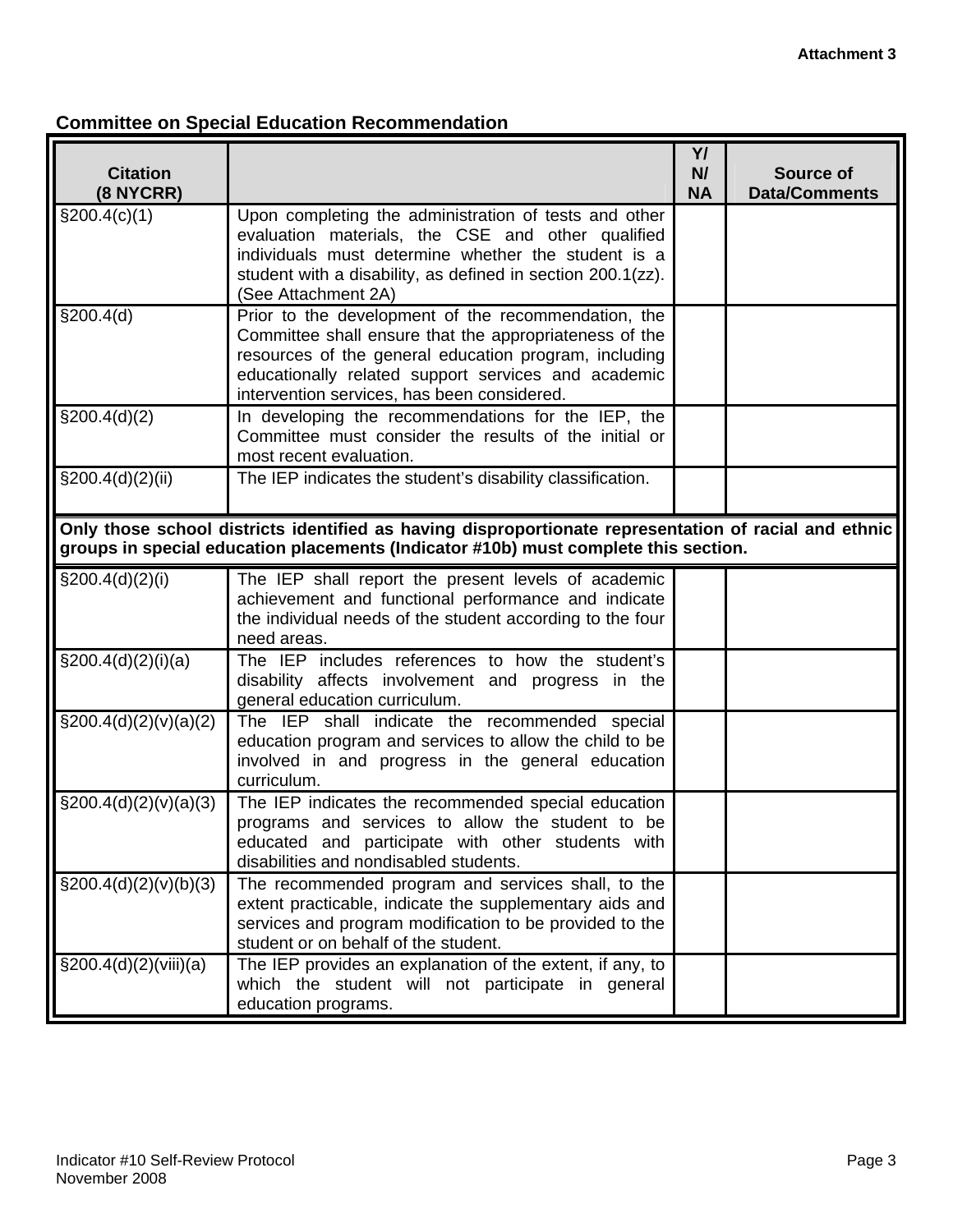Attachment 3

**Committee on Special Education Recommendation**

| Citation (8 NYCRR) | | Y/ N/ NA | Source of Data/Comments |
|---|---|---|---|
| §200.4(c)(1) | Upon completing the administration of tests and other evaluation materials, the CSE and other qualified individuals must determine whether the student is a student with a disability, as defined in section 200.1(zz). (See Attachment 2A) | | |
| §200.4(d) | Prior to the development of the recommendation, the Committee shall ensure that the appropriateness of the resources of the general education program, including educationally related support services and academic intervention services, has been considered. | | |
| §200.4(d)(2) | In developing the recommendations for the IEP, the Committee must consider the results of the initial or most recent evaluation. | | |
| §200.4(d)(2)(ii) | The IEP indicates the student's disability classification. | | |
| **Only those school districts identified as having disproportionate representation of racial and ethnic groups in special education placements (Indicator #10b) must complete this section.** | | | |
| §200.4(d)(2)(i) | The IEP shall report the present levels of academic achievement and functional performance and indicate the individual needs of the student according to the four need areas. | | |
| §200.4(d)(2)(i)(a) | The IEP includes references to how the student's disability affects involvement and progress in the general education curriculum. | | |
| §200.4(d)(2)(v)(a)(2) | The IEP shall indicate the recommended special education program and services to allow the child to be involved in and progress in the general education curriculum. | | |
| §200.4(d)(2)(v)(a)(3) | The IEP indicates the recommended special education programs and services to allow the student to be educated and participate with other students with disabilities and nondisabled students. | | |
| §200.4(d)(2)(v)(b)(3) | The recommended program and services shall, to the extent practicable, indicate the supplementary aids and services and program modification to be provided to the student or on behalf of the student. | | |
| §200.4(d)(2)(viii)(a) | The IEP provides an explanation of the extent, if any, to which the student will not participate in general education programs. | | |

Indicator #10 Self-Review Protocol
November 2008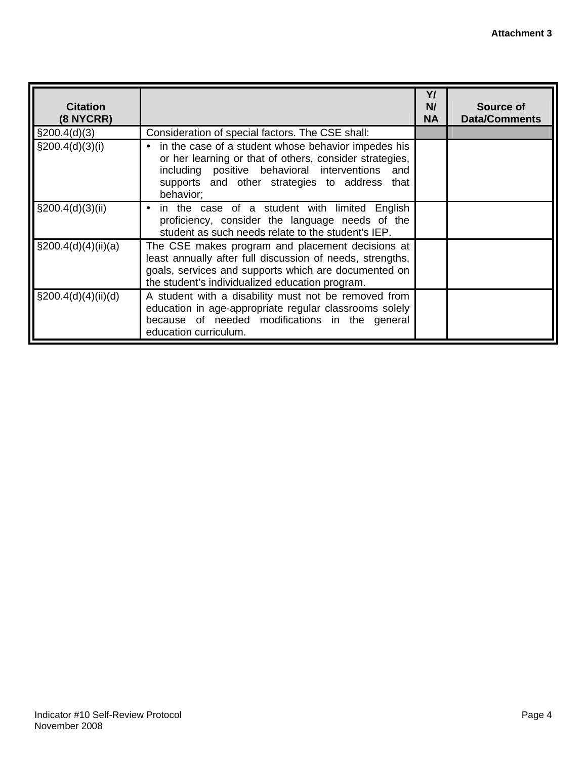| Citation (8 NYCRR) | | Y/ N/ NA | Source of Data/Comments |
|---|---|---|---|
| §200.4(d)(3) | Consideration of special factors. The CSE shall: | | |
| §200.4(d)(3)(i) | • in the case of a student whose behavior impedes his or her learning or that of others, consider strategies, including positive behavioral interventions and supports and other strategies to address that behavior; | | |
| §200.4(d)(3)(ii) | • in the case of a student with limited English proficiency, consider the language needs of the student as such needs relate to the student's IEP. | | |
| §200.4(d)(4)(ii)(a) | The CSE makes program and placement decisions at least annually after full discussion of needs, strengths, goals, services and supports which are documented on the student's individualized education program. | | |
| §200.4(d)(4)(ii)(d) | A student with a disability must not be removed from education in age-appropriate regular classrooms solely because of needed modifications in the general education curriculum. | | |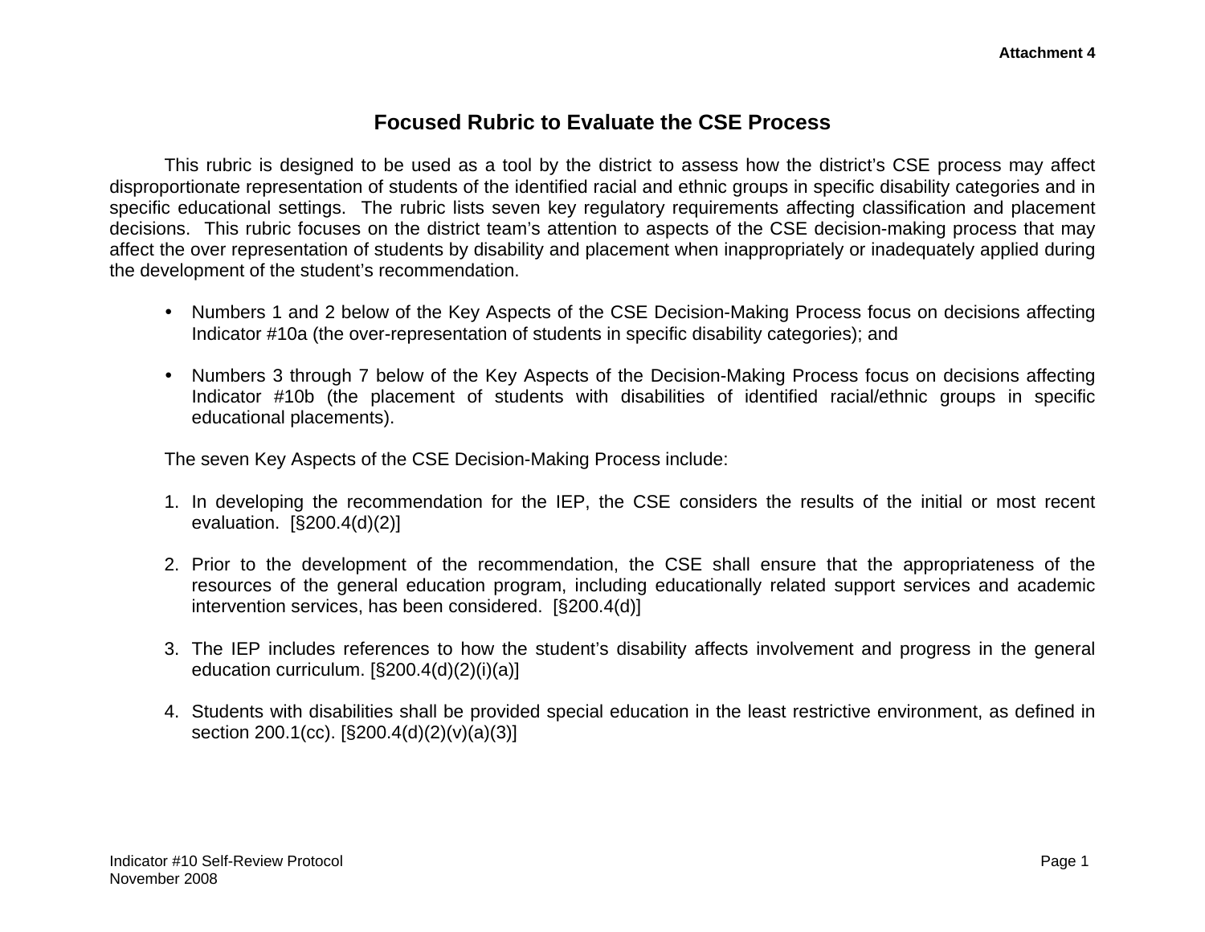Attachment 4

# Focused Rubric to Evaluate the CSE Process

This rubric is designed to be used as a tool by the district to assess how the district's CSE process may affect disproportionate representation of students of the identified racial and ethnic groups in specific disability categories and in specific educational settings. The rubric lists seven key regulatory requirements affecting classification and placement decisions. This rubric focuses on the district team's attention to aspects of the CSE decision-making process that may affect the over representation of students by disability and placement when inappropriately or inadequately applied during the development of the student's recommendation.

- Numbers 1 and 2 below of the Key Aspects of the CSE Decision-Making Process focus on decisions affecting Indicator #10a (the over-representation of students in specific disability categories); and

- Numbers 3 through 7 below of the Key Aspects of the Decision-Making Process focus on decisions affecting Indicator #10b (the placement of students with disabilities of identified racial/ethnic groups in specific educational placements).

The seven Key Aspects of the CSE Decision-Making Process include:

1. In developing the recommendation for the IEP, the CSE considers the results of the initial or most recent evaluation. [§200.4(d)(2)]

2. Prior to the development of the recommendation, the CSE shall ensure that the appropriateness of the resources of the general education program, including educationally related support services and academic intervention services, has been considered. [§200.4(d)]

3. The IEP includes references to how the student's disability affects involvement and progress in the general education curriculum. [§200.4(d)(2)(i)(a)]

4. Students with disabilities shall be provided special education in the least restrictive environment, as defined in section 200.1(cc). [§200.4(d)(2)(v)(a)(3)]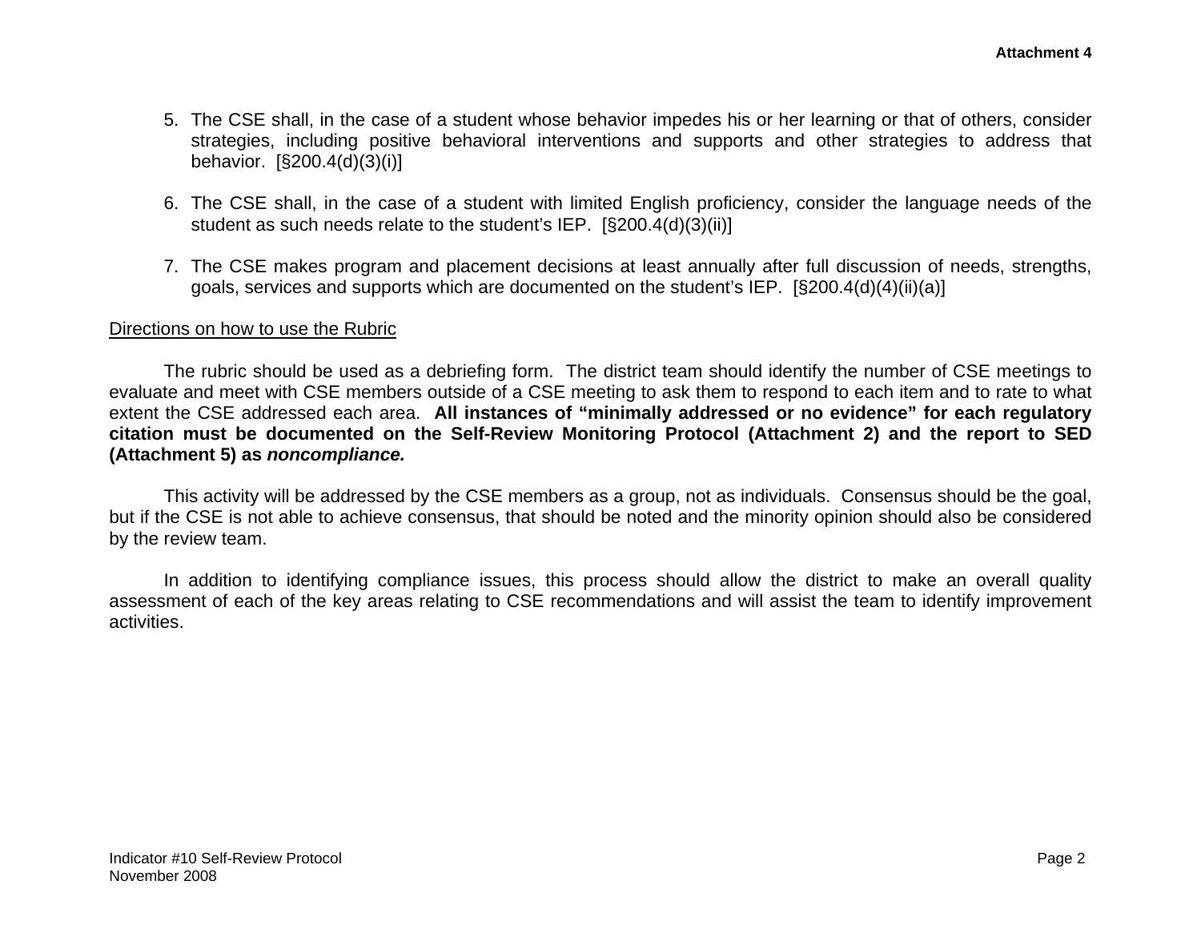5. The CSE shall, in the case of a student whose behavior impedes his or her learning or that of others, consider strategies, including positive behavioral interventions and supports and other strategies to address that behavior. [§200.4(d)(3)(i)]

6. The CSE shall, in the case of a student with limited English proficiency, consider the language needs of the student as such needs relate to the student's IEP. [§200.4(d)(3)(ii)]

7. The CSE makes program and placement decisions at least annually after full discussion of needs, strengths, goals, services and supports which are documented on the student's IEP. [§200.4(d)(4)(ii)(a)]

<u>Directions on how to use the Rubric</u>

The rubric should be used as a debriefing form. The district team should identify the number of CSE meetings to evaluate and meet with CSE members outside of a CSE meeting to ask them to respond to each item and to rate to what extent the CSE addressed each area. **All instances of "minimally addressed or no evidence" for each regulatory citation must be documented on the Self-Review Monitoring Protocol (Attachment 2) and the report to SED (Attachment 5) as *noncompliance.***

This activity will be addressed by the CSE members as a group, not as individuals. Consensus should be the goal, but if the CSE is not able to achieve consensus, that should be noted and the minority opinion should also be considered by the review team.

In addition to identifying compliance issues, this process should allow the district to make an overall quality assessment of each of the key areas relating to CSE recommendations and will assist the team to identify improvement activities.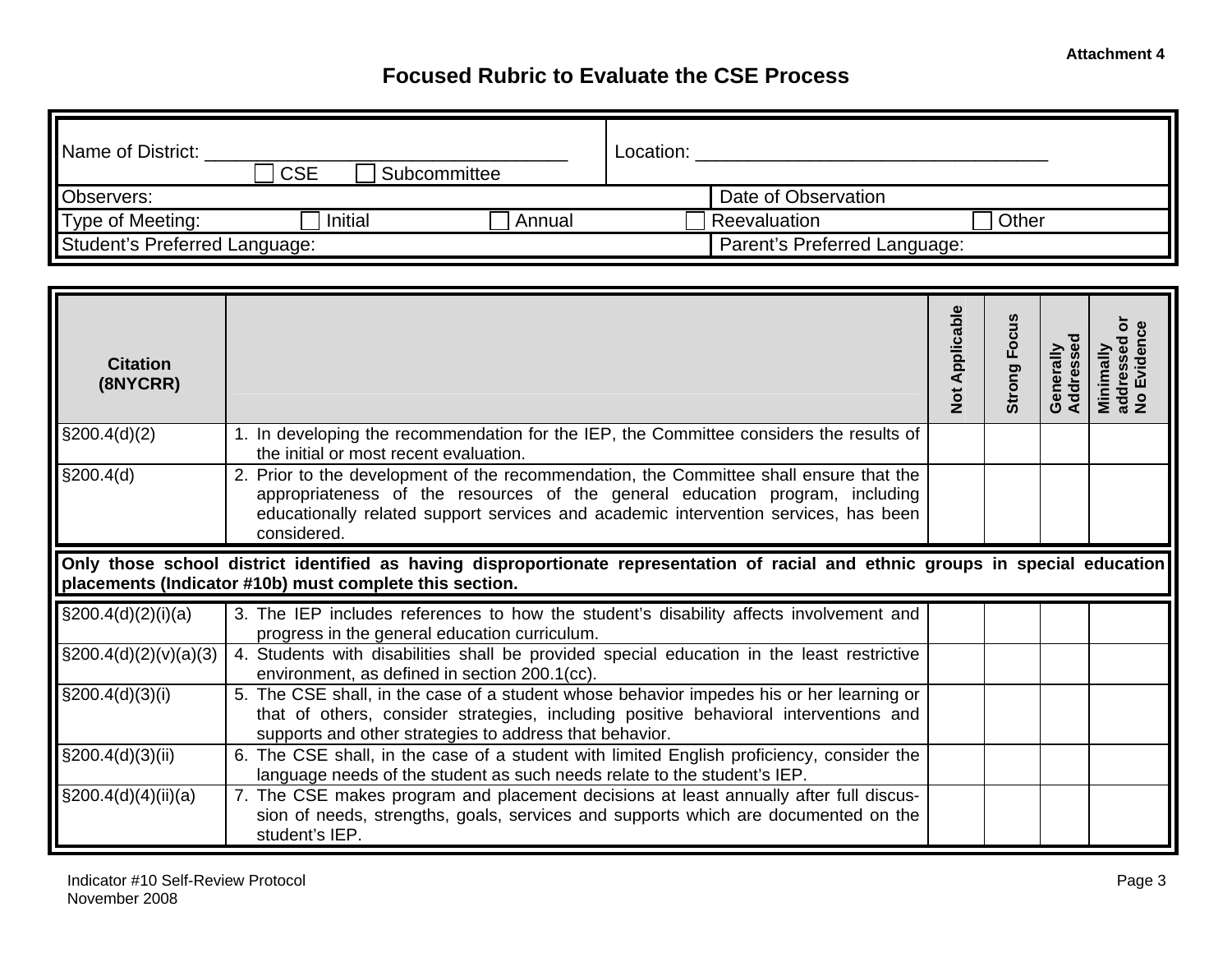**Attachment 4**

# Focused Rubric to Evaluate the CSE Process

| | |
|---|---|
| Name of District: ________________________________ ☐ CSE ☐ Subcommittee | Location: ________________________________ |
| Observers: | Date of Observation |
| Type of Meeting: ☐ Initial ☐ Annual ☐ Reevaluation ☐ Other | |
| Student's Preferred Language: | Parent's Preferred Language: |

| Citation (8NYCRR) | | Not Applicable | Strong Focus | Generally Addressed | Minimally addressed or No Evidence |
|---|---|---|---|---|---|
| §200.4(d)(2) | 1. In developing the recommendation for the IEP, the Committee considers the results of the initial or most recent evaluation. | | | | |
| §200.4(d) | 2. Prior to the development of the recommendation, the Committee shall ensure that the appropriateness of the resources of the general education program, including educationally related support services and academic intervention services, has been considered. | | | | |
| **Only those school district identified as having disproportionate representation of racial and ethnic groups in special education placements (Indicator #10b) must complete this section.** | | | | | |
| §200.4(d)(2)(i)(a) | 3. The IEP includes references to how the student's disability affects involvement and progress in the general education curriculum. | | | | |
| §200.4(d)(2)(v)(a)(3) | 4. Students with disabilities shall be provided special education in the least restrictive environment, as defined in section 200.1(cc). | | | | |
| §200.4(d)(3)(i) | 5. The CSE shall, in the case of a student whose behavior impedes his or her learning or that of others, consider strategies, including positive behavioral interventions and supports and other strategies to address that behavior. | | | | |
| §200.4(d)(3)(ii) | 6. The CSE shall, in the case of a student with limited English proficiency, consider the language needs of the student as such needs relate to the student's IEP. | | | | |
| §200.4(d)(4)(ii)(a) | 7. The CSE makes program and placement decisions at least annually after full discussion of needs, strengths, goals, services and supports which are documented on the student's IEP. | | | | |

Indicator #10 Self-Review Protocol
November 2008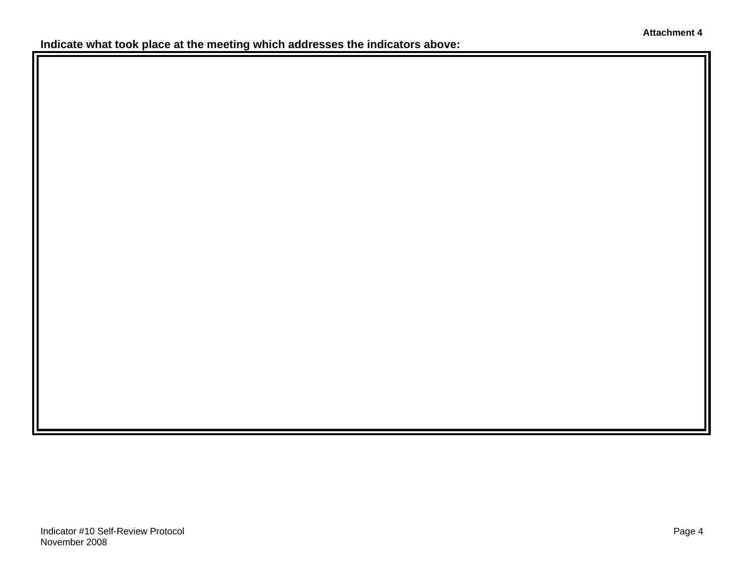**Attachment 4**

**Indicate what took place at the meeting which addresses the indicators above:**

| |
|---|
| |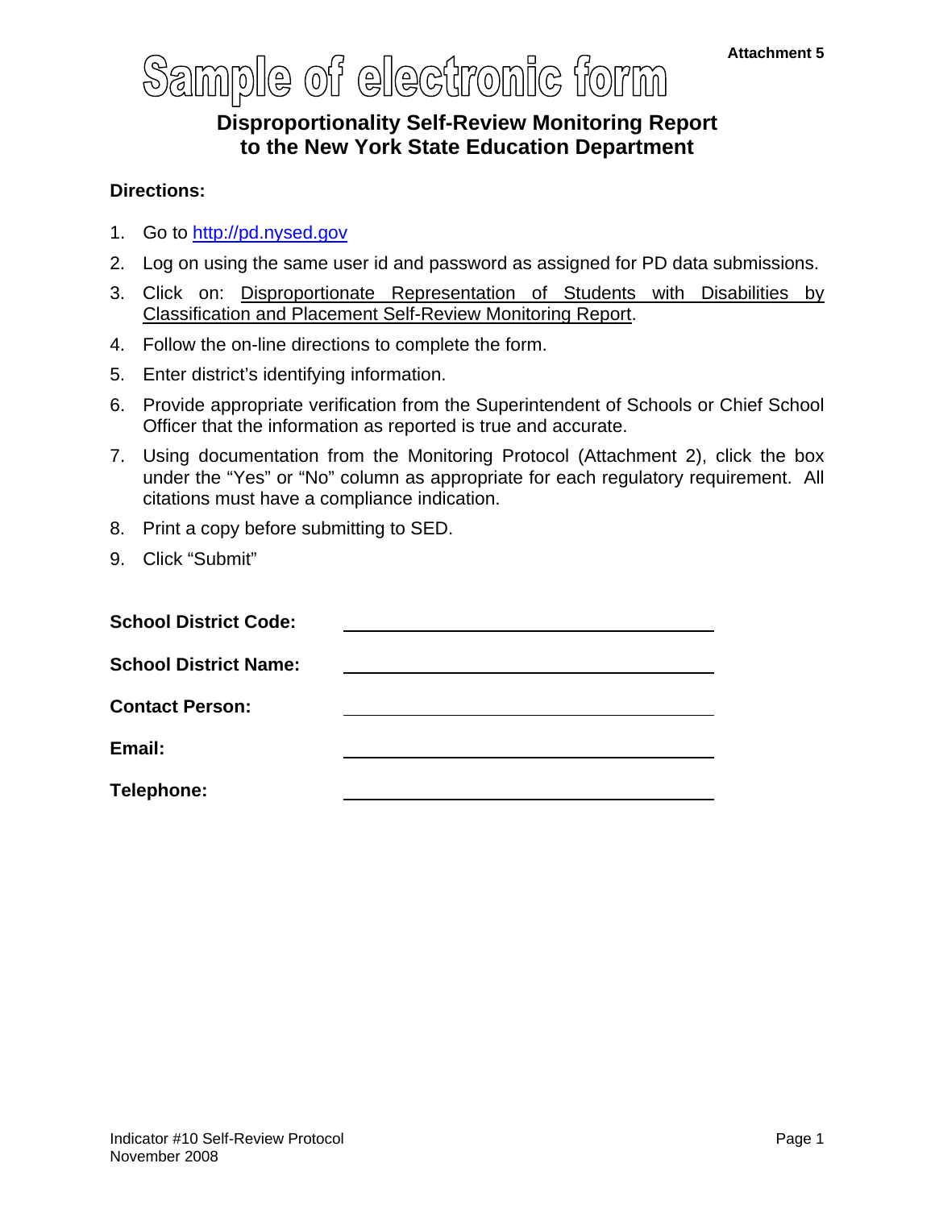Attachment 5

# Sample of electronic form

## Disproportionality Self-Review Monitoring Report to the New York State Education Department

**Directions:**

1. Go to http://pd.nysed.gov
2. Log on using the same user id and password as assigned for PD data submissions.
3. Click on: Disproportionate Representation of Students with Disabilities by Classification and Placement Self-Review Monitoring Report.
4. Follow the on-line directions to complete the form.
5. Enter district's identifying information.
6. Provide appropriate verification from the Superintendent of Schools or Chief School Officer that the information as reported is true and accurate.
7. Using documentation from the Monitoring Protocol (Attachment 2), click the box under the "Yes" or "No" column as appropriate for each regulatory requirement. All citations must have a compliance indication.
8. Print a copy before submitting to SED.
9. Click "Submit"

**School District Code:** ______________________________

**School District Name:** ______________________________

**Contact Person:** ______________________________

**Email:** ______________________________

**Telephone:** ______________________________

Indicator #10 Self-Review Protocol
November 2008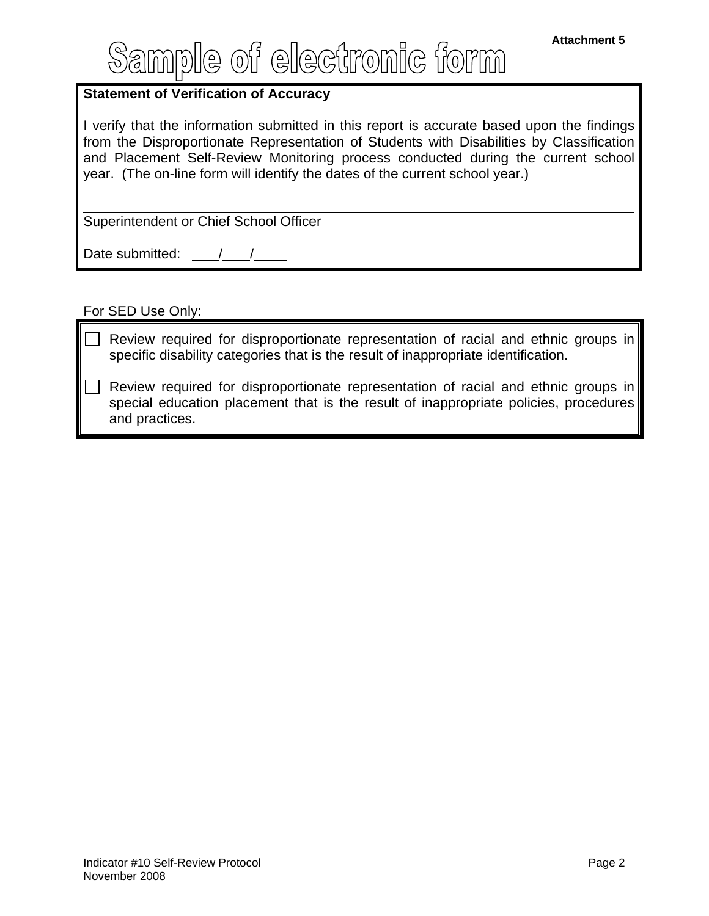Attachment 5

# Sample of electronic form

**Statement of Verification of Accuracy**

I verify that the information submitted in this report is accurate based upon the findings from the Disproportionate Representation of Students with Disabilities by Classification and Placement Self-Review Monitoring process conducted during the current school year. (The on-line form will identify the dates of the current school year.)

______________________________________________

Superintendent or Chief School Officer

Date submitted: ___/___/____

For SED Use Only:

- ☐ Review required for disproportionate representation of racial and ethnic groups in specific disability categories that is the result of inappropriate identification.
- ☐ Review required for disproportionate representation of racial and ethnic groups in special education placement that is the result of inappropriate policies, procedures and practices.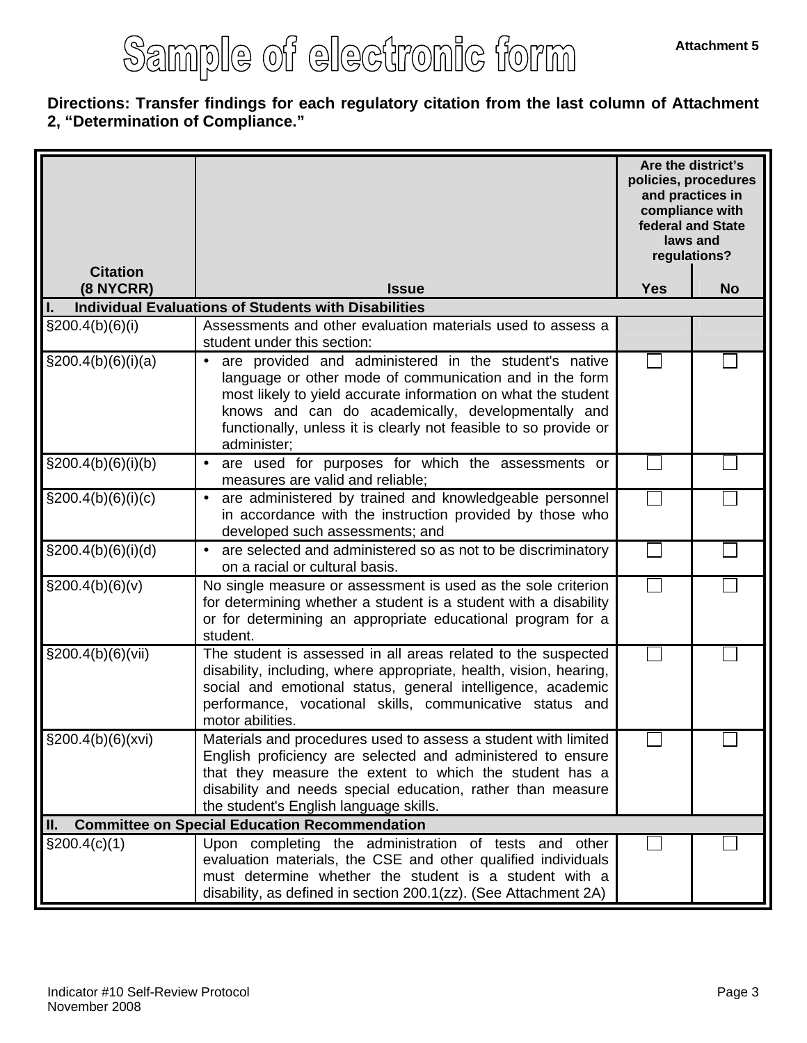# Sample of electronic form

**Attachment 5**

**Directions: Transfer findings for each regulatory citation from the last column of Attachment 2, "Determination of Compliance."**

| Citation (8 NYCRR) | Issue | Are the district's policies, procedures and practices in compliance with federal and State laws and regulations? Yes | No |
|---|---|---|---|
| **I. Individual Evaluations of Students with Disabilities** | | | |
| §200.4(b)(6)(i) | Assessments and other evaluation materials used to assess a student under this section: | | |
| §200.4(b)(6)(i)(a) | • are provided and administered in the student's native language or other mode of communication and in the form most likely to yield accurate information on what the student knows and can do academically, developmentally and functionally, unless it is clearly not feasible to so provide or administer; | ☐ | ☐ |
| §200.4(b)(6)(i)(b) | • are used for purposes for which the assessments or measures are valid and reliable; | ☐ | ☐ |
| §200.4(b)(6)(i)(c) | • are administered by trained and knowledgeable personnel in accordance with the instruction provided by those who developed such assessments; and | ☐ | ☐ |
| §200.4(b)(6)(i)(d) | • are selected and administered so as not to be discriminatory on a racial or cultural basis. | ☐ | ☐ |
| §200.4(b)(6)(v) | No single measure or assessment is used as the sole criterion for determining whether a student is a student with a disability or for determining an appropriate educational program for a student. | ☐ | ☐ |
| §200.4(b)(6)(vii) | The student is assessed in all areas related to the suspected disability, including, where appropriate, health, vision, hearing, social and emotional status, general intelligence, academic performance, vocational skills, communicative status and motor abilities. | ☐ | ☐ |
| §200.4(b)(6)(xvi) | Materials and procedures used to assess a student with limited English proficiency are selected and administered to ensure that they measure the extent to which the student has a disability and needs special education, rather than measure the student's English language skills. | ☐ | ☐ |
| **II. Committee on Special Education Recommendation** | | | |
| §200.4(c)(1) | Upon completing the administration of tests and other evaluation materials, the CSE and other qualified individuals must determine whether the student is a student with a disability, as defined in section 200.1(zz). (See Attachment 2A) | ☐ | ☐ |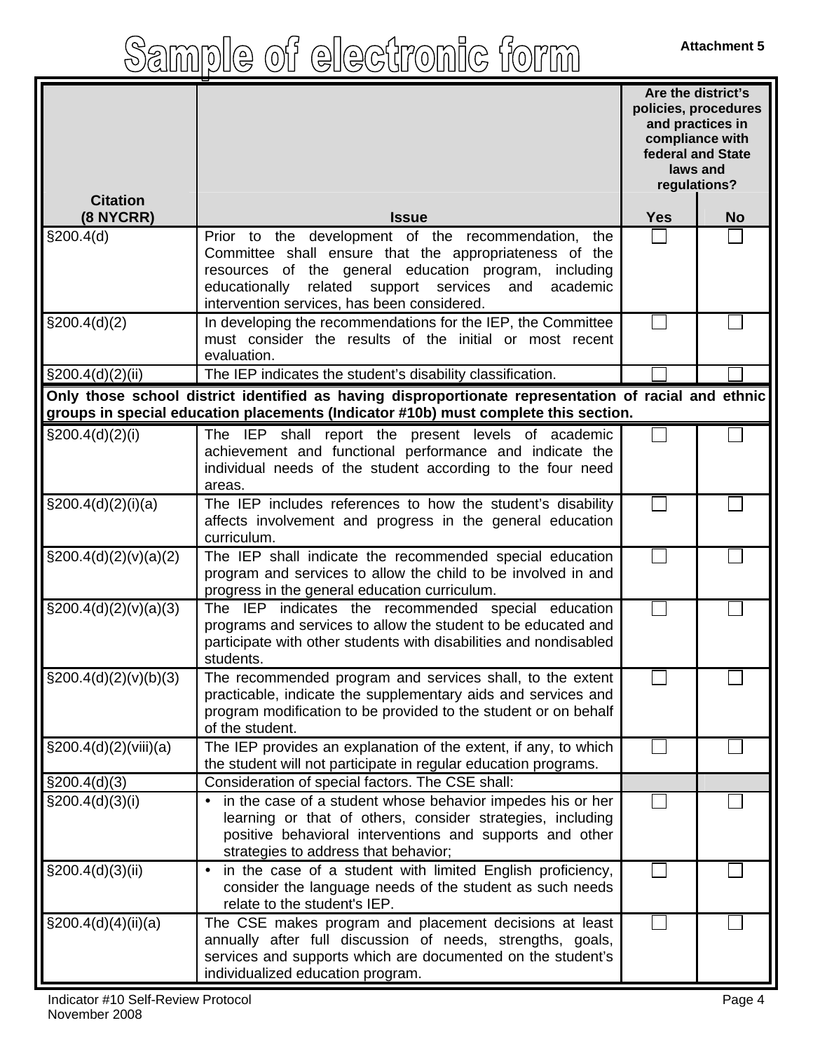# Sample of electronic form

Attachment 5

| Citation (8 NYCRR) | Issue | Are the district's policies, procedures and practices in compliance with federal and State laws and regulations? Yes | No |
|---|---|---|---|
| §200.4(d) | Prior to the development of the recommendation, the Committee shall ensure that the appropriateness of the resources of the general education program, including educationally related support services and academic intervention services, has been considered. | ☐ | ☐ |
| §200.4(d)(2) | In developing the recommendations for the IEP, the Committee must consider the results of the initial or most recent evaluation. | ☐ | ☐ |
| §200.4(d)(2)(ii) | The IEP indicates the student's disability classification. | ☐ | ☐ |
| **Only those school district identified as having disproportionate representation of racial and ethnic groups in special education placements (Indicator #10b) must complete this section.** | | | |
| §200.4(d)(2)(i) | The IEP shall report the present levels of academic achievement and functional performance and indicate the individual needs of the student according to the four need areas. | ☐ | ☐ |
| §200.4(d)(2)(i)(a) | The IEP includes references to how the student's disability affects involvement and progress in the general education curriculum. | ☐ | ☐ |
| §200.4(d)(2)(v)(a)(2) | The IEP shall indicate the recommended special education program and services to allow the child to be involved in and progress in the general education curriculum. | ☐ | ☐ |
| §200.4(d)(2)(v)(a)(3) | The IEP indicates the recommended special education programs and services to allow the student to be educated and participate with other students with disabilities and nondisabled students. | ☐ | ☐ |
| §200.4(d)(2)(v)(b)(3) | The recommended program and services shall, to the extent practicable, indicate the supplementary aids and services and program modification to be provided to the student or on behalf of the student. | ☐ | ☐ |
| §200.4(d)(2)(viii)(a) | The IEP provides an explanation of the extent, if any, to which the student will not participate in regular education programs. | ☐ | ☐ |
| §200.4(d)(3) | Consideration of special factors. The CSE shall: | | |
| §200.4(d)(3)(i) | • in the case of a student whose behavior impedes his or her learning or that of others, consider strategies, including positive behavioral interventions and supports and other strategies to address that behavior; | ☐ | ☐ |
| §200.4(d)(3)(ii) | • in the case of a student with limited English proficiency, consider the language needs of the student as such needs relate to the student's IEP. | ☐ | ☐ |
| §200.4(d)(4)(ii)(a) | The CSE makes program and placement decisions at least annually after full discussion of needs, strengths, goals, services and supports which are documented on the student's individualized education program. | ☐ | ☐ |

Indicator #10 Self-Review Protocol
November 2008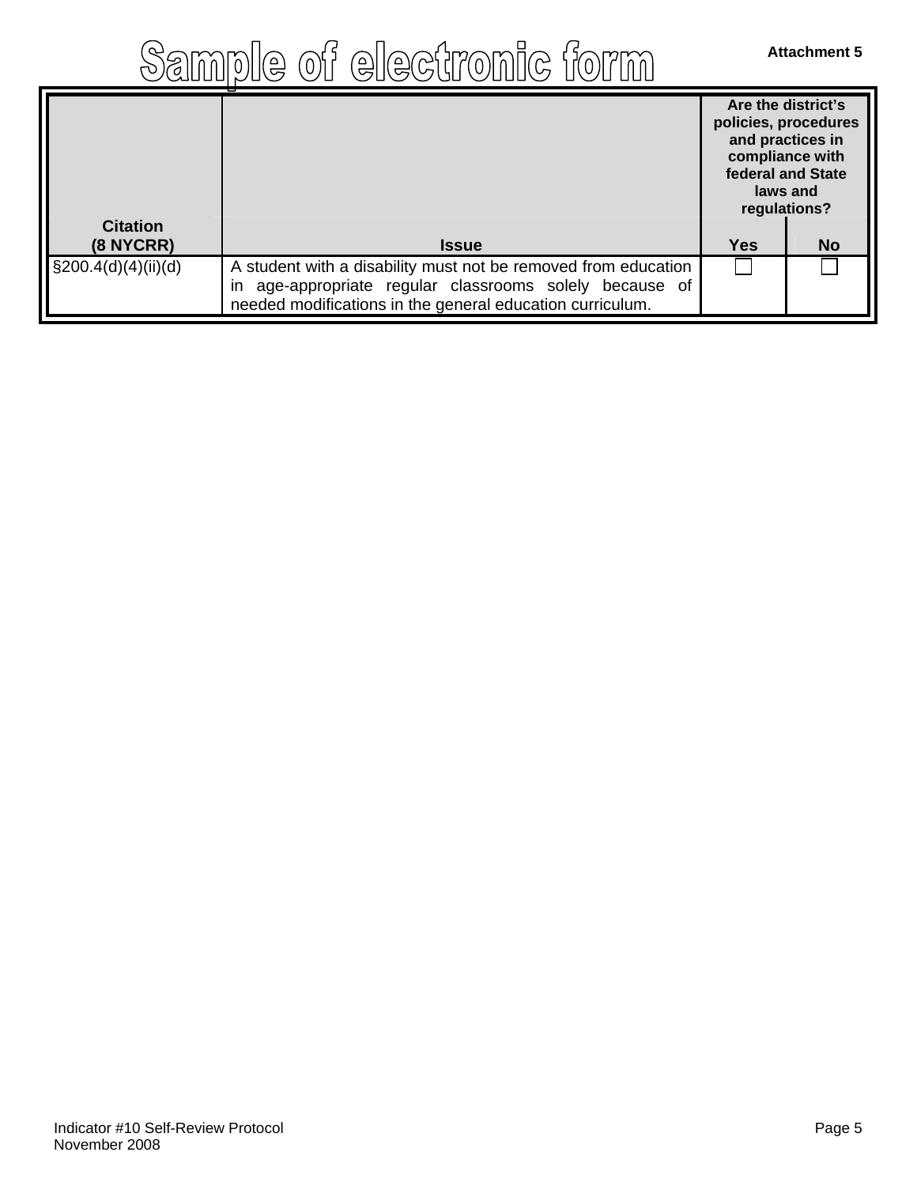# Sample of electronic form

**Attachment 5**

| Citation (8 NYCRR) | Issue | Are the district's policies, procedures and practices in compliance with federal and State laws and regulations? | |
|---|---|---|---|
| | | **Yes** | **No** |
| §200.4(d)(4)(ii)(d) | A student with a disability must not be removed from education in age-appropriate regular classrooms solely because of needed modifications in the general education curriculum. | ☐ | ☐ |